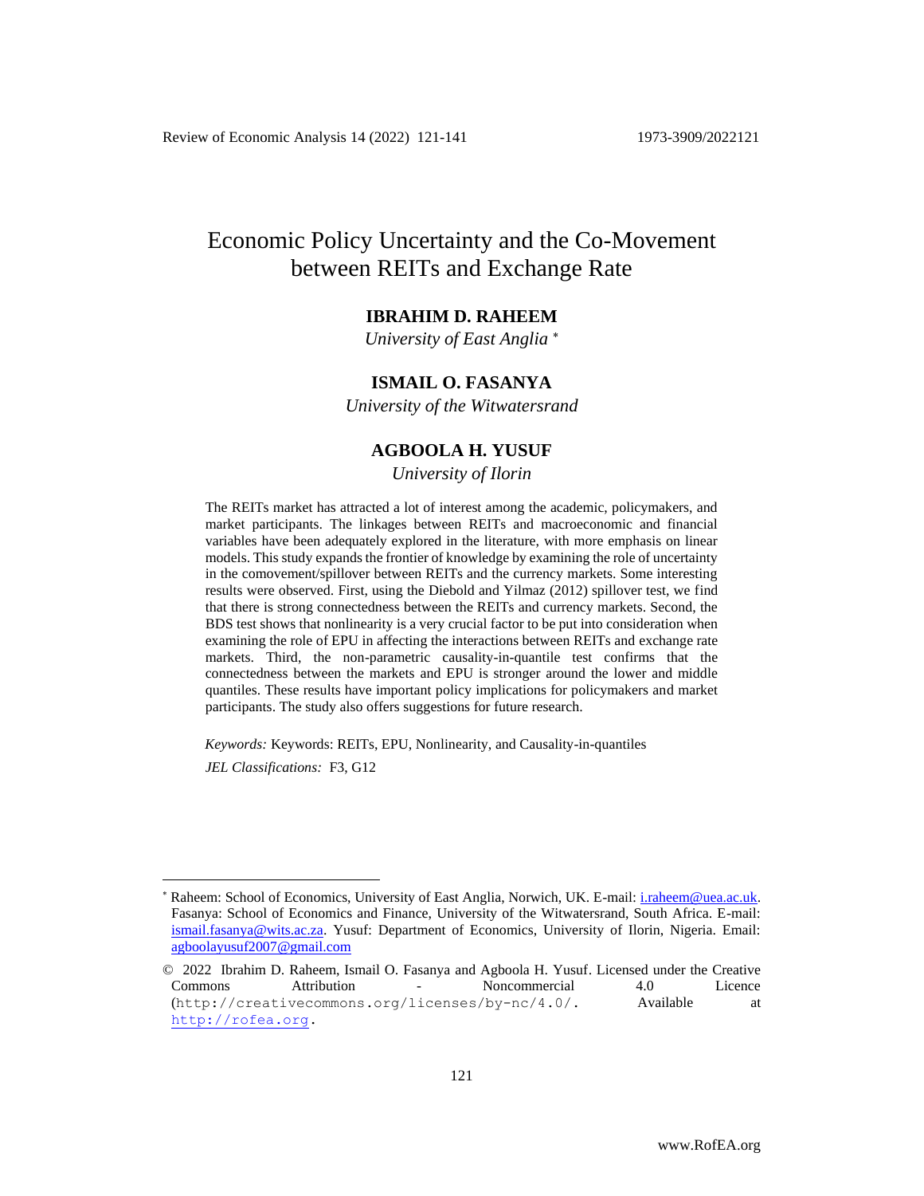# Economic Policy Uncertainty and the Co-Movement between REITs and Exchange Rate

**IBRAHIM D. RAHEEM**

*University of East Anglia* [*]

**ISMAIL O. FASANYA**

*University of the Witwatersrand*

**AGBOOLA H. YUSUF**

*University of Ilorin*

The REITs market has attracted a lot of interest among the academic, policymakers, and market participants. The linkages between REITs and macroeconomic and financial variables have been adequately explored in the literature, with more emphasis on linear models. This study expands the frontier of knowledge by examining the role of uncertainty in the comovement/spillover between REITs and the currency markets. Some interesting results were observed. First, using the Diebold and Yilmaz (2012) spillover test, we find that there is strong connectedness between the REITs and currency markets. Second, the BDS test shows that nonlinearity is a very crucial factor to be put into consideration when examining the role of EPU in affecting the interactions between REITs and exchange rate markets. Third, the non-parametric causality-in-quantile test confirms that the connectedness between the markets and EPU is stronger around the lower and middle quantiles. These results have important policy implications for policymakers and market participants. The study also offers suggestions for future research.

*Keywords:* Keywords: REITs, EPU, Nonlinearity, and Causality-in-quantiles

*JEL Classifications:* F3, G12

---

[*] Raheem: School of Economics, University of East Anglia, Norwich, UK. E-mail: i.raheem@uea.ac.uk. Fasanya: School of Economics and Finance, University of the Witwatersrand, South Africa. E-mail: ismail.fasanya@wits.ac.za. Yusuf: Department of Economics, University of Ilorin, Nigeria. Email: agboolayusuf2007@gmail.com

© 2022 Ibrahim D. Raheem, Ismail O. Fasanya and Agboola H. Yusuf. Licensed under the Creative Commons Attribution - Noncommercial 4.0 Licence (http://creativecommons.org/licenses/by-nc/4.0/. Available at http://rofea.org.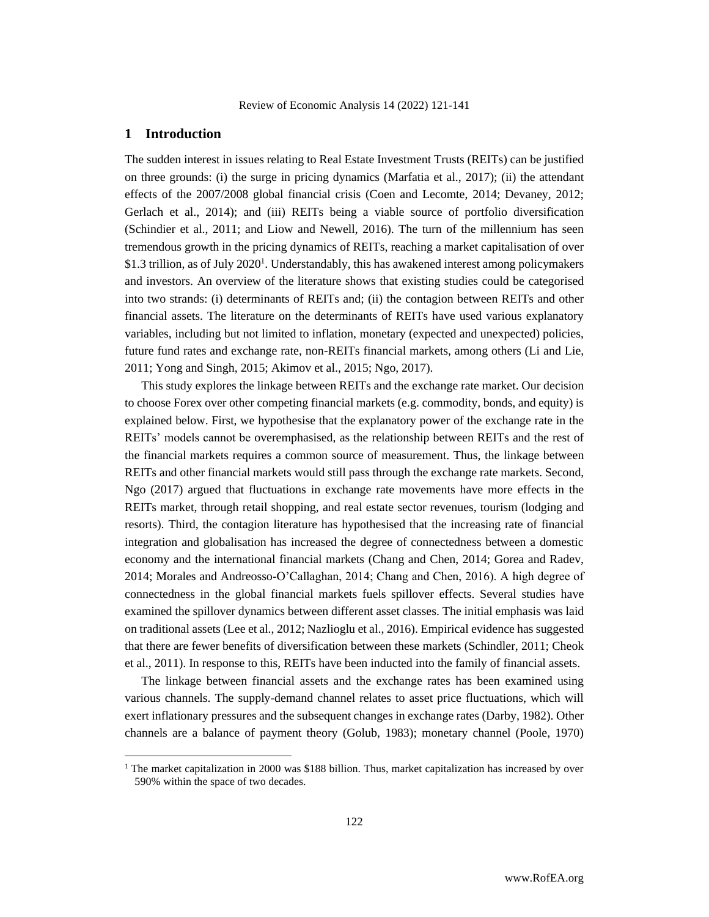## 1 Introduction

The sudden interest in issues relating to Real Estate Investment Trusts (REITs) can be justified on three grounds: (i) the surge in pricing dynamics (Marfatia et al., 2017); (ii) the attendant effects of the 2007/2008 global financial crisis (Coen and Lecomte, 2014; Devaney, 2012; Gerlach et al., 2014); and (iii) REITs being a viable source of portfolio diversification (Schindier et al., 2011; and Liow and Newell, 2016). The turn of the millennium has seen tremendous growth in the pricing dynamics of REITs, reaching a market capitalisation of over \$1.3 trillion, as of July 2020[1]. Understandably, this has awakened interest among policymakers and investors. An overview of the literature shows that existing studies could be categorised into two strands: (i) determinants of REITs and; (ii) the contagion between REITs and other financial assets. The literature on the determinants of REITs have used various explanatory variables, including but not limited to inflation, monetary (expected and unexpected) policies, future fund rates and exchange rate, non-REITs financial markets, among others (Li and Lie, 2011; Yong and Singh, 2015; Akimov et al., 2015; Ngo, 2017).

This study explores the linkage between REITs and the exchange rate market. Our decision to choose Forex over other competing financial markets (e.g. commodity, bonds, and equity) is explained below. First, we hypothesise that the explanatory power of the exchange rate in the REITs' models cannot be overemphasised, as the relationship between REITs and the rest of the financial markets requires a common source of measurement. Thus, the linkage between REITs and other financial markets would still pass through the exchange rate markets. Second, Ngo (2017) argued that fluctuations in exchange rate movements have more effects in the REITs market, through retail shopping, and real estate sector revenues, tourism (lodging and resorts). Third, the contagion literature has hypothesised that the increasing rate of financial integration and globalisation has increased the degree of connectedness between a domestic economy and the international financial markets (Chang and Chen, 2014; Gorea and Radev, 2014; Morales and Andreosso-O'Callaghan, 2014; Chang and Chen, 2016). A high degree of connectedness in the global financial markets fuels spillover effects. Several studies have examined the spillover dynamics between different asset classes. The initial emphasis was laid on traditional assets (Lee et al., 2012; Nazlioglu et al., 2016). Empirical evidence has suggested that there are fewer benefits of diversification between these markets (Schindler, 2011; Cheok et al., 2011). In response to this, REITs have been inducted into the family of financial assets.

The linkage between financial assets and the exchange rates has been examined using various channels. The supply-demand channel relates to asset price fluctuations, which will exert inflationary pressures and the subsequent changes in exchange rates (Darby, 1982). Other channels are a balance of payment theory (Golub, 1983); monetary channel (Poole, 1970)

[1] The market capitalization in 2000 was \$188 billion. Thus, market capitalization has increased by over 590% within the space of two decades.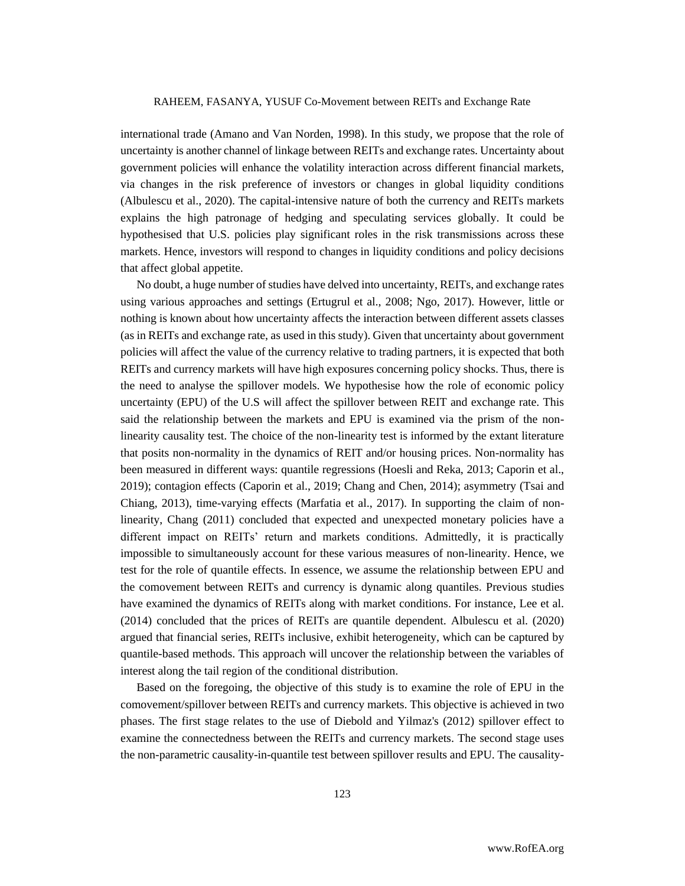international trade (Amano and Van Norden, 1998). In this study, we propose that the role of uncertainty is another channel of linkage between REITs and exchange rates. Uncertainty about government policies will enhance the volatility interaction across different financial markets, via changes in the risk preference of investors or changes in global liquidity conditions (Albulescu et al., 2020). The capital-intensive nature of both the currency and REITs markets explains the high patronage of hedging and speculating services globally. It could be hypothesised that U.S. policies play significant roles in the risk transmissions across these markets. Hence, investors will respond to changes in liquidity conditions and policy decisions that affect global appetite.

No doubt, a huge number of studies have delved into uncertainty, REITs, and exchange rates using various approaches and settings (Ertugrul et al., 2008; Ngo, 2017). However, little or nothing is known about how uncertainty affects the interaction between different assets classes (as in REITs and exchange rate, as used in this study). Given that uncertainty about government policies will affect the value of the currency relative to trading partners, it is expected that both REITs and currency markets will have high exposures concerning policy shocks. Thus, there is the need to analyse the spillover models. We hypothesise how the role of economic policy uncertainty (EPU) of the U.S will affect the spillover between REIT and exchange rate. This said the relationship between the markets and EPU is examined via the prism of the non-linearity causality test. The choice of the non-linearity test is informed by the extant literature that posits non-normality in the dynamics of REIT and/or housing prices. Non-normality has been measured in different ways: quantile regressions (Hoesli and Reka, 2013; Caporin et al., 2019); contagion effects (Caporin et al., 2019; Chang and Chen, 2014); asymmetry (Tsai and Chiang, 2013), time-varying effects (Marfatia et al., 2017). In supporting the claim of non-linearity, Chang (2011) concluded that expected and unexpected monetary policies have a different impact on REITs' return and markets conditions. Admittedly, it is practically impossible to simultaneously account for these various measures of non-linearity. Hence, we test for the role of quantile effects. In essence, we assume the relationship between EPU and the comovement between REITs and currency is dynamic along quantiles. Previous studies have examined the dynamics of REITs along with market conditions. For instance, Lee et al. (2014) concluded that the prices of REITs are quantile dependent. Albulescu et al. (2020) argued that financial series, REITs inclusive, exhibit heterogeneity, which can be captured by quantile-based methods. This approach will uncover the relationship between the variables of interest along the tail region of the conditional distribution.

Based on the foregoing, the objective of this study is to examine the role of EPU in the comovement/spillover between REITs and currency markets. This objective is achieved in two phases. The first stage relates to the use of Diebold and Yilmaz's (2012) spillover effect to examine the connectedness between the REITs and currency markets. The second stage uses the non-parametric causality-in-quantile test between spillover results and EPU. The causality-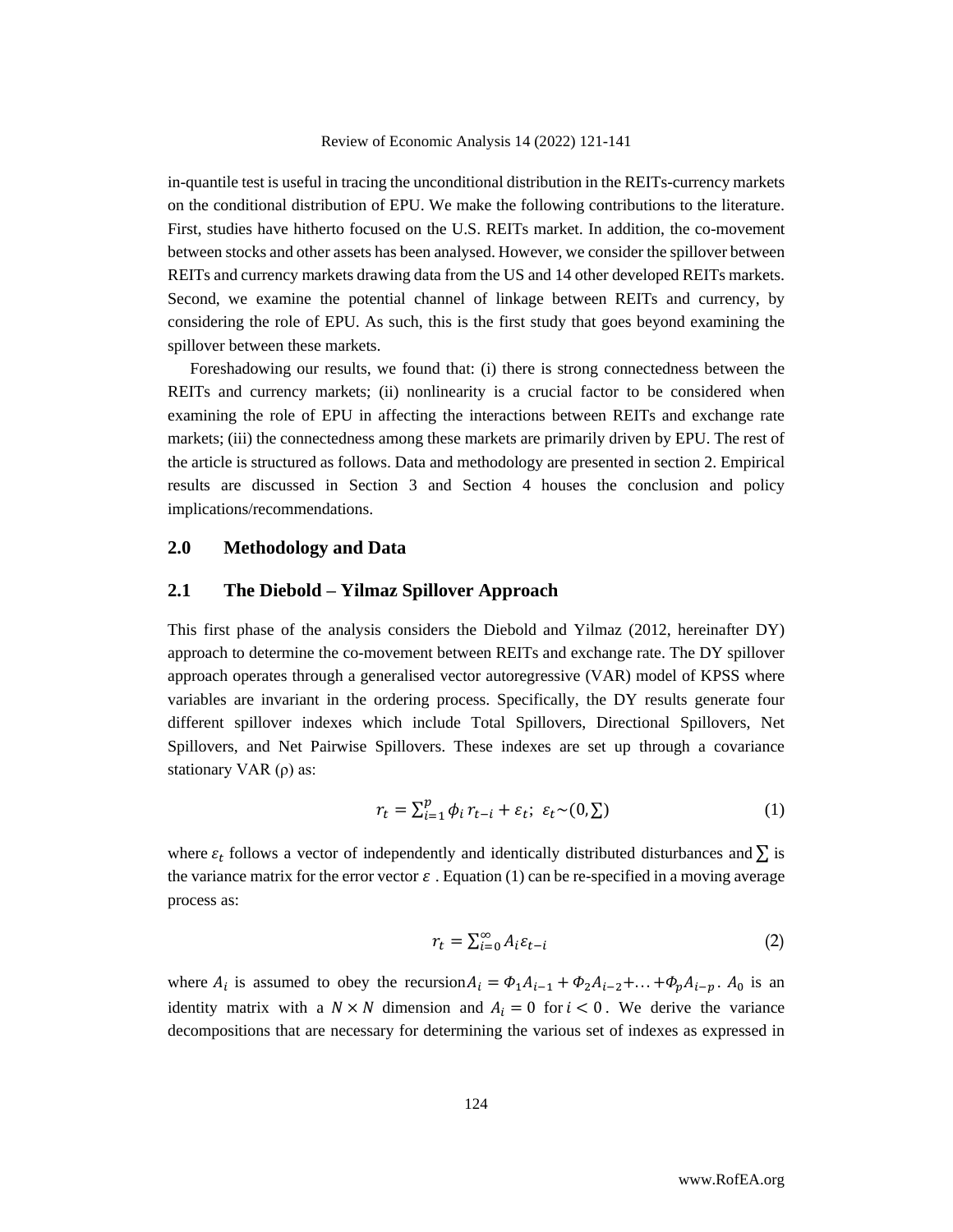in-quantile test is useful in tracing the unconditional distribution in the REITs-currency markets on the conditional distribution of EPU. We make the following contributions to the literature. First, studies have hitherto focused on the U.S. REITs market. In addition, the co-movement between stocks and other assets has been analysed. However, we consider the spillover between REITs and currency markets drawing data from the US and 14 other developed REITs markets. Second, we examine the potential channel of linkage between REITs and currency, by considering the role of EPU. As such, this is the first study that goes beyond examining the spillover between these markets.

Foreshadowing our results, we found that: (i) there is strong connectedness between the REITs and currency markets; (ii) nonlinearity is a crucial factor to be considered when examining the role of EPU in affecting the interactions between REITs and exchange rate markets; (iii) the connectedness among these markets are primarily driven by EPU. The rest of the article is structured as follows. Data and methodology are presented in section 2. Empirical results are discussed in Section 3 and Section 4 houses the conclusion and policy implications/recommendations.

## 2.0 Methodology and Data

### 2.1 The Diebold – Yilmaz Spillover Approach

This first phase of the analysis considers the Diebold and Yilmaz (2012, hereinafter DY) approach to determine the co-movement between REITs and exchange rate. The DY spillover approach operates through a generalised vector autoregressive (VAR) model of KPSS where variables are invariant in the ordering process. Specifically, the DY results generate four different spillover indexes which include Total Spillovers, Directional Spillovers, Net Spillovers, and Net Pairwise Spillovers. These indexes are set up through a covariance stationary VAR (ρ) as:

$$r_t = \sum_{i=1}^{p} \phi_i \, r_{t-i} + \varepsilon_t; \;\; \varepsilon_t \sim (0, \textstyle\sum) \tag{1}$$

where $\varepsilon_t$ follows a vector of independently and identically distributed disturbances and $\sum$ is the variance matrix for the error vector $\varepsilon$ . Equation (1) can be re-specified in a moving average process as:

$$r_t = \sum_{i=0}^{\infty} A_i \varepsilon_{t-i} \tag{2}$$

where $A_i$ is assumed to obey the recursion $A_i = \Phi_1 A_{i-1} + \Phi_2 A_{i-2} + \ldots + \Phi_p A_{i-p}$. $A_0$ is an identity matrix with a $N \times N$ dimension and $A_i = 0$ for $i < 0$. We derive the variance decompositions that are necessary for determining the various set of indexes as expressed in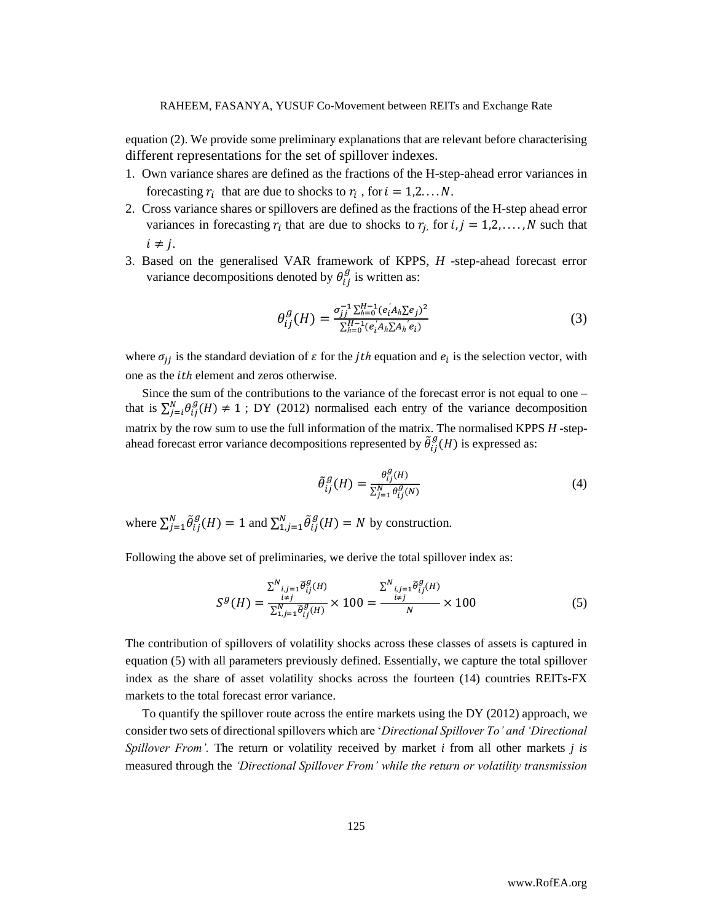equation (2). We provide some preliminary explanations that are relevant before characterising different representations for the set of spillover indexes.

1. Own variance shares are defined as the fractions of the H-step-ahead error variances in forecasting $r_i$ that are due to shocks to $r_i$ , for $i = 1,2.\dots.N$.
2. Cross variance shares or spillovers are defined as the fractions of the H-step ahead error variances in forecasting $r_i$ that are due to shocks to $r_j$, for $i, j = 1,2,\dots,N$ such that $i \neq j$.
3. Based on the generalised VAR framework of KPPS, $H$ -step-ahead forecast error variance decompositions denoted by $\theta_{ij}^{g}$ is written as:

$$\theta_{ij}^{g}(H) = \frac{\sigma_{jj}^{-1}\sum_{h=0}^{H-1}(e_i^{'}A_h\Sigma e_j)^2}{\sum_{h=0}^{H-1}(e_i^{'}A_h\Sigma A_h^{'}e_i)} \tag{3}$$

where $\sigma_{jj}$ is the standard deviation of $\varepsilon$ for the $jth$ equation and $e_i$ is the selection vector, with one as the $ith$ element and zeros otherwise.

Since the sum of the contributions to the variance of the forecast error is not equal to one – that is $\sum_{j=i}^{N}\theta_{ij}^{g}(H) \neq 1$ ; DY (2012) normalised each entry of the variance decomposition matrix by the row sum to use the full information of the matrix. The normalised KPPS $H$ -step-ahead forecast error variance decompositions represented by $\tilde{\theta}_{ij}^{g}(H)$ is expressed as:

$$\tilde{\theta}_{ij}^{g}(H) = \frac{\theta_{ij}^{g}(H)}{\sum_{j=1}^{N}\theta_{ij}^{g}(N)} \tag{4}$$

where $\sum_{j=1}^{N}\tilde{\theta}_{ij}^{g}(H) = 1$ and $\sum_{1,j=1}^{N}\tilde{\theta}_{ij}^{g}(H) = N$ by construction.

Following the above set of preliminaries, we derive the total spillover index as:

$$S^{g}(H) = \frac{\sum^{N}_{\substack{i,j=1\\ i\neq j}}\tilde{\theta}_{ij}^{g}(H)}{\sum_{1,j=1}^{N}\tilde{\theta}_{ij}^{g}(H)} \times 100 = \frac{\sum^{N}_{\substack{i,j=1\\ i\neq j}}\tilde{\theta}_{ij}^{g}(H)}{N} \times 100 \tag{5}$$

The contribution of spillovers of volatility shocks across these classes of assets is captured in equation (5) with all parameters previously defined. Essentially, we capture the total spillover index as the share of asset volatility shocks across the fourteen (14) countries REITs-FX markets to the total forecast error variance.

To quantify the spillover route across the entire markets using the DY (2012) approach, we consider two sets of directional spillovers which are '*Directional Spillover To' and 'Directional Spillover From'*. The return or volatility received by market *i* from all other markets *j is* measured through the *'Directional Spillover From' while the return or volatility transmission*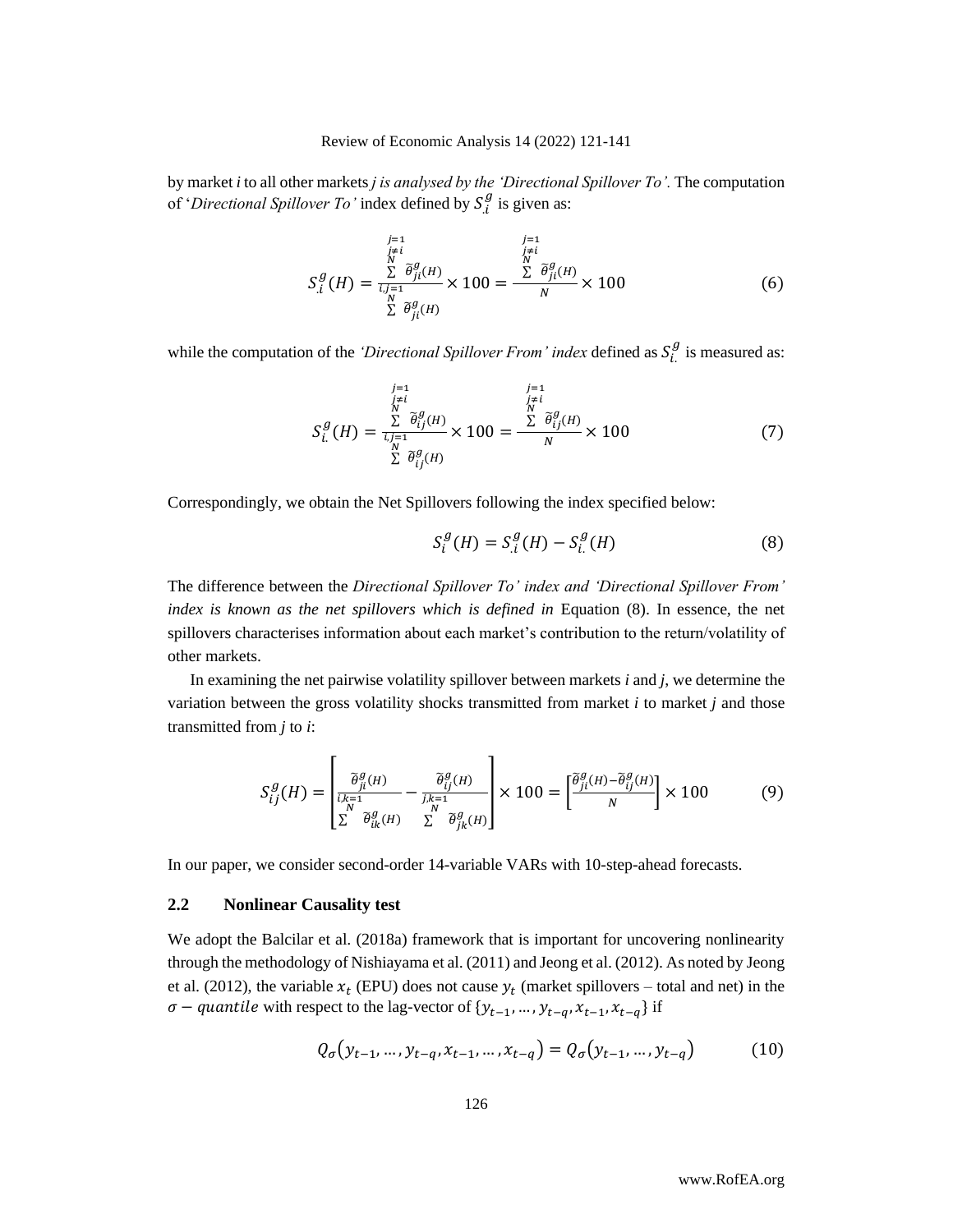by market *i* to all other markets *j is analysed by the 'Directional Spillover To'.* The computation of '*Directional Spillover To'* index defined by $S_{.i}^{g}$ is given as:

$$S_{.i}^{g}(H) = \frac{\sum_{\substack{j=1 \\ j\neq i}}^{N} \tilde{\theta}_{ji}^{g}(H)}{\sum_{i,j=1}^{N} \tilde{\theta}_{ji}^{g}(H)} \times 100 = \frac{\sum_{\substack{j=1 \\ j\neq i}}^{N} \tilde{\theta}_{ji}^{g}(H)}{N} \times 100 \tag{6}$$

while the computation of the *'Directional Spillover From' index* defined as $S_{i.}^{g}$ is measured as:

$$S_{i.}^{g}(H) = \frac{\sum_{\substack{j=1 \\ j\neq i}}^{N} \tilde{\theta}_{ij}^{g}(H)}{\sum_{i,j=1}^{N} \tilde{\theta}_{ij}^{g}(H)} \times 100 = \frac{\sum_{\substack{j=1 \\ j\neq i}}^{N} \tilde{\theta}_{ij}^{g}(H)}{N} \times 100 \tag{7}$$

Correspondingly, we obtain the Net Spillovers following the index specified below:

$$S_{i}^{g}(H) = S_{.i}^{g}(H) - S_{i.}^{g}(H) \tag{8}$$

The difference between the *Directional Spillover To' index and 'Directional Spillover From' index is known as the net spillovers which is defined in* Equation (8). In essence, the net spillovers characterises information about each market's contribution to the return/volatility of other markets.

In examining the net pairwise volatility spillover between markets *i* and *j*, we determine the variation between the gross volatility shocks transmitted from market *i* to market *j* and those transmitted from *j* to *i*:

$$S_{ij}^{g}(H) = \left[\frac{\tilde{\theta}_{ji}^{g}(H)}{\sum_{i,k=1}^{N} \tilde{\theta}_{ik}^{g}(H)} - \frac{\tilde{\theta}_{ij}^{g}(H)}{\sum_{j,k=1}^{N} \tilde{\theta}_{jk}^{g}(H)}\right] \times 100 = \left[\frac{\tilde{\theta}_{ji}^{g}(H) - \tilde{\theta}_{ij}^{g}(H)}{N}\right] \times 100 \tag{9}$$

In our paper, we consider second-order 14-variable VARs with 10-step-ahead forecasts.

### 2.2 Nonlinear Causality test

We adopt the Balcilar et al. (2018a) framework that is important for uncovering nonlinearity through the methodology of Nishiayama et al. (2011) and Jeong et al. (2012). As noted by Jeong et al. (2012), the variable $x_t$ (EPU) does not cause $y_t$ (market spillovers – total and net) in the $\sigma - quantile$ with respect to the lag-vector of $\{y_{t-1}, \dots, y_{t-q}, x_{t-1}, x_{t-q}\}$ if

$$Q_{\sigma}(y_{t-1}, \dots, y_{t-q}, x_{t-1}, \dots, x_{t-q}) = Q_{\sigma}(y_{t-1}, \dots, y_{t-q}) \tag{10}$$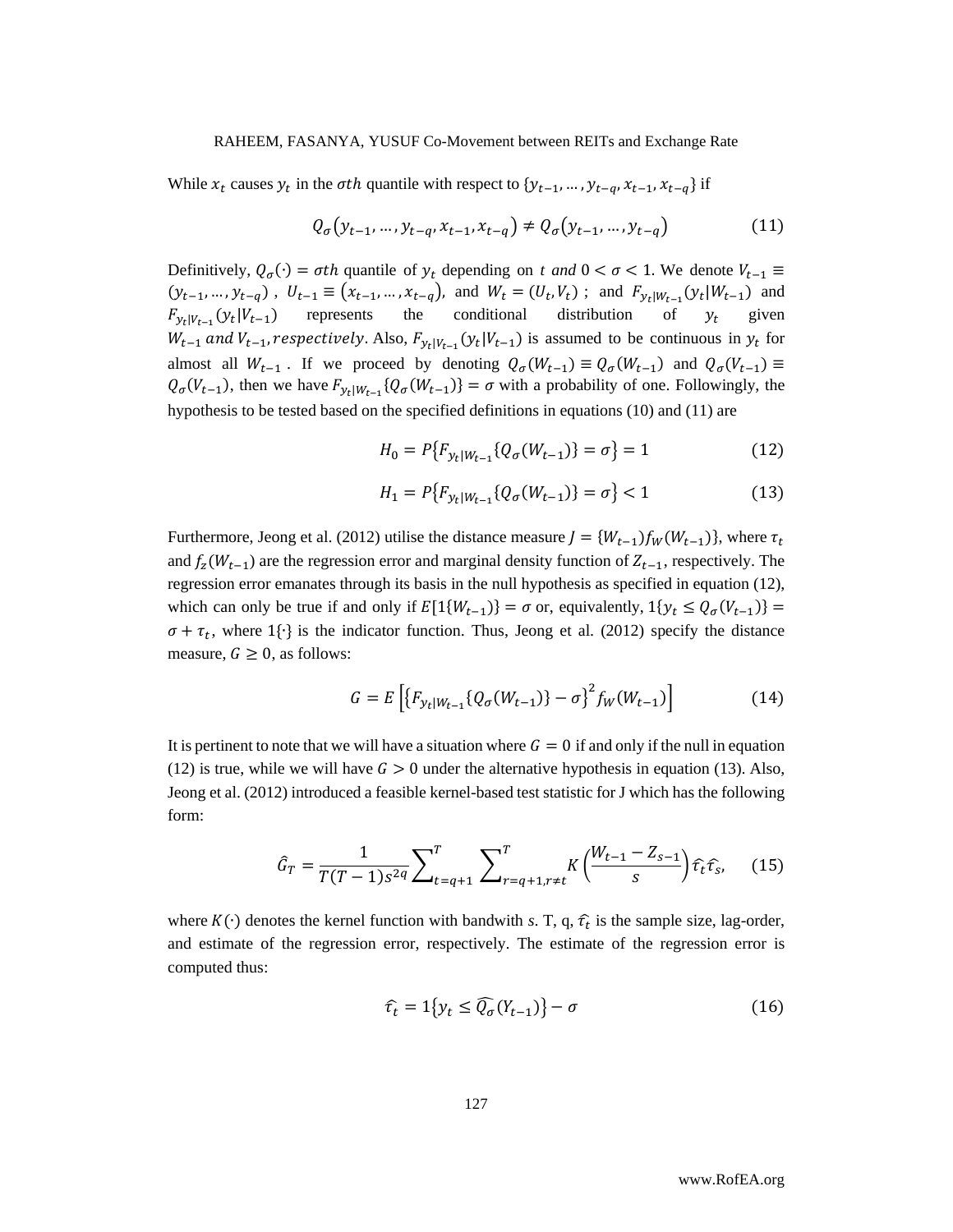While $x_t$ causes $y_t$ in the $\sigma th$ quantile with respect to $\{y_{t-1}, \dots, y_{t-q}, x_{t-1}, x_{t-q}\}$ if

$$Q_\sigma(y_{t-1}, \dots, y_{t-q}, x_{t-1}, x_{t-q}) \neq Q_\sigma(y_{t-1}, \dots, y_{t-q}) \tag{11}$$

Definitively, $Q_\sigma(\cdot) = \sigma th$ quantile of $y_t$ depending on $t$ *and* $0 < \sigma < 1$. We denote $V_{t-1} \equiv (y_{t-1}, \dots, y_{t-q})$, $U_{t-1} \equiv (x_{t-1}, \dots, x_{t-q})$, and $W_t = (U_t, V_t)$; and $F_{y_t|W_{t-1}}(y_t|W_{t-1})$ and $F_{y_t|V_{t-1}}(y_t|V_{t-1})$ represents the conditional distribution of $y_t$ given $W_{t-1}$ *and* $V_{t-1}$, *respectively*. Also, $F_{y_t|V_{t-1}}(y_t|V_{t-1})$ is assumed to be continuous in $y_t$ for almost all $W_{t-1}$. If we proceed by denoting $Q_\sigma(W_{t-1}) \equiv Q_\sigma(W_{t-1})$ and $Q_\sigma(V_{t-1}) \equiv Q_\sigma(V_{t-1})$, then we have $F_{y_t|W_{t-1}}\{Q_\sigma(W_{t-1})\} = \sigma$ with a probability of one. Followingly, the hypothesis to be tested based on the specified definitions in equations (10) and (11) are

$$H_0 = P\{F_{y_t|W_{t-1}}\{Q_\sigma(W_{t-1})\} = \sigma\} = 1 \tag{12}$$

$$H_1 = P\{F_{y_t|W_{t-1}}\{Q_\sigma(W_{t-1})\} = \sigma\} < 1 \tag{13}$$

Furthermore, Jeong et al. (2012) utilise the distance measure $J = \{W_{t-1})f_W(W_{t-1})\}$, where $\tau_t$ and $f_z(W_{t-1})$ are the regression error and marginal density function of $Z_{t-1}$, respectively. The regression error emanates through its basis in the null hypothesis as specified in equation (12), which can only be true if and only if $E[1\{W_{t-1})\} = \sigma$ or, equivalently, $1\{y_t \leq Q_\sigma(V_{t-1})\} = \sigma + \tau_t$, where $1\{\cdot\}$ is the indicator function. Thus, Jeong et al. (2012) specify the distance measure, $G \geq 0$, as follows:

$$G = E\left[\{F_{y_t|W_{t-1}}\{Q_\sigma(W_{t-1})\} - \sigma\}^2 f_W(W_{t-1})\right] \tag{14}$$

It is pertinent to note that we will have a situation where $G = 0$ if and only if the null in equation (12) is true, while we will have $G > 0$ under the alternative hypothesis in equation (13). Also, Jeong et al. (2012) introduced a feasible kernel-based test statistic for J which has the following form:

$$\hat{G}_T = \frac{1}{T(T-1)s^{2q}} \sum\nolimits_{t=q+1}^{T} \sum\nolimits_{r=q+1, r\neq t}^{T} K\left(\frac{W_{t-1} - Z_{s-1}}{s}\right) \hat{\tau}_t \hat{\tau}_s, \tag{15}$$

where $K(\cdot)$ denotes the kernel function with bandwith $s$. T, q, $\hat{\tau}_t$ is the sample size, lag-order, and estimate of the regression error, respectively. The estimate of the regression error is computed thus:

$$\hat{\tau}_t = 1\{y_t \leq \widehat{Q_\sigma}(Y_{t-1})\} - \sigma \tag{16}$$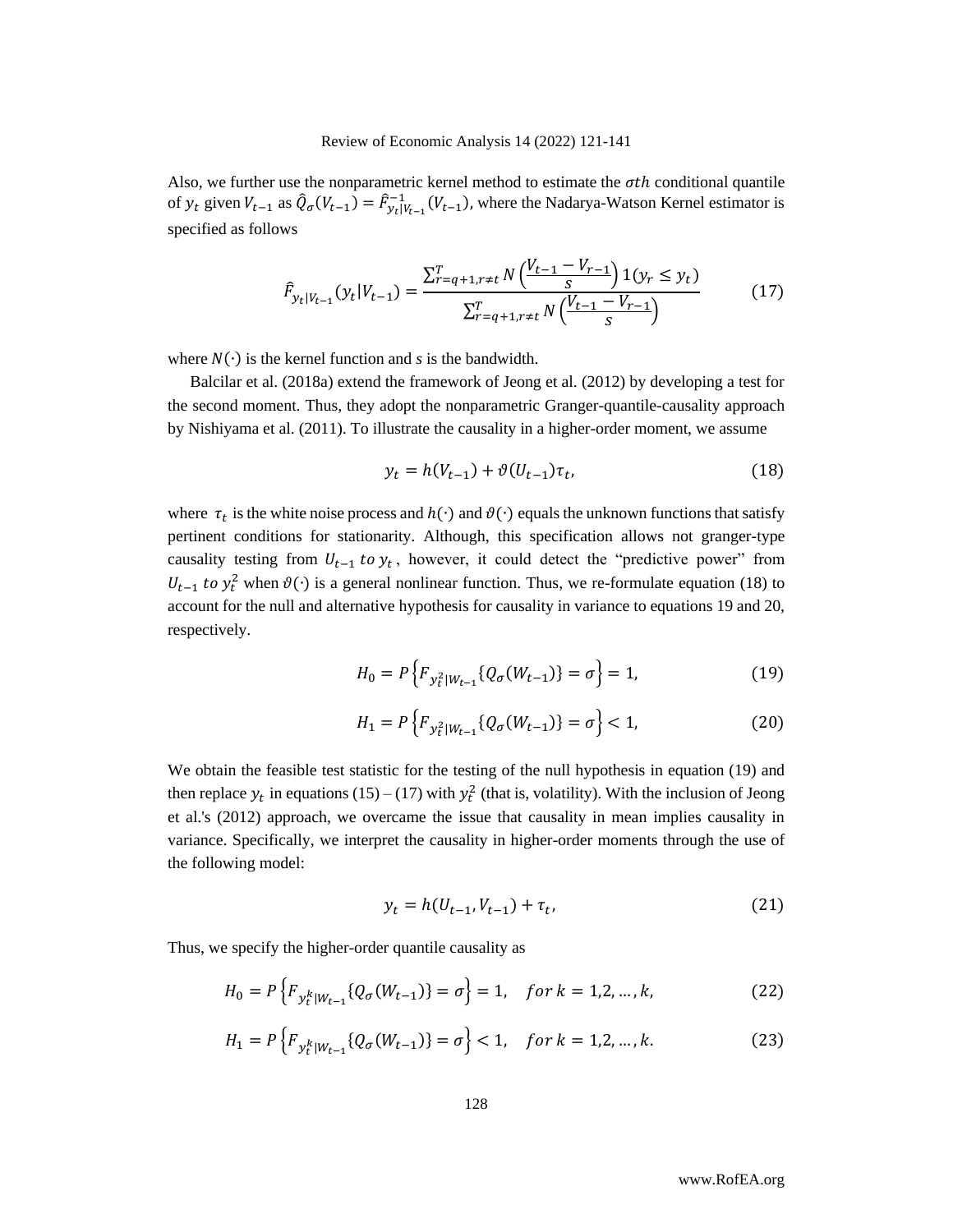Also, we further use the nonparametric kernel method to estimate the $\sigma th$ conditional quantile of $y_t$ given $V_{t-1}$ as $\hat{Q}_\sigma(V_{t-1}) = \hat{F}^{-1}_{y_t|V_{t-1}}(V_{t-1})$, where the Nadarya-Watson Kernel estimator is specified as follows

$$\hat{F}_{y_t|V_{t-1}}(y_t|V_{t-1}) = \frac{\sum_{r=q+1,r\neq t}^{T} N\left(\frac{V_{t-1}-V_{r-1}}{s}\right) 1(y_r \leq y_t)}{\sum_{r=q+1,r\neq t}^{T} N\left(\frac{V_{t-1}-V_{r-1}}{s}\right)} \tag{17}$$

where $N(\cdot)$ is the kernel function and *s* is the bandwidth.

Balcilar et al. (2018a) extend the framework of Jeong et al. (2012) by developing a test for the second moment. Thus, they adopt the nonparametric Granger-quantile-causality approach by Nishiyama et al. (2011). To illustrate the causality in a higher-order moment, we assume

$$y_t = h(V_{t-1}) + \vartheta(U_{t-1})\tau_t, \tag{18}$$

where $\tau_t$ is the white noise process and $h(\cdot)$ and $\vartheta(\cdot)$ equals the unknown functions that satisfy pertinent conditions for stationarity. Although, this specification allows not granger-type causality testing from $U_{t-1}$ *to* $y_t$, however, it could detect the "predictive power" from $U_{t-1}$ *to* $y_t^2$ when $\vartheta(\cdot)$ is a general nonlinear function. Thus, we re-formulate equation (18) to account for the null and alternative hypothesis for causality in variance to equations 19 and 20, respectively.

$$H_0 = P\left\{F_{y_t^2|W_{t-1}}\{Q_\sigma(W_{t-1})\} = \sigma\right\} = 1, \tag{19}$$

$$H_1 = P\left\{F_{y_t^2|W_{t-1}}\{Q_\sigma(W_{t-1})\} = \sigma\right\} < 1, \tag{20}$$

We obtain the feasible test statistic for the testing of the null hypothesis in equation (19) and then replace $y_t$ in equations (15) – (17) with $y_t^2$ (that is, volatility). With the inclusion of Jeong et al.'s (2012) approach, we overcame the issue that causality in mean implies causality in variance. Specifically, we interpret the causality in higher-order moments through the use of the following model:

$$y_t = h(U_{t-1}, V_{t-1}) + \tau_t, \tag{21}$$

Thus, we specify the higher-order quantile causality as

$$H_0 = P\left\{F_{y_t^k|W_{t-1}}\{Q_\sigma(W_{t-1})\} = \sigma\right\} = 1, \quad for\ k = 1,2,\dots,k, \tag{22}$$

$$H_1 = P\left\{F_{y_t^k|W_{t-1}}\{Q_\sigma(W_{t-1})\} = \sigma\right\} < 1, \quad for\ k = 1,2,\dots,k. \tag{23}$$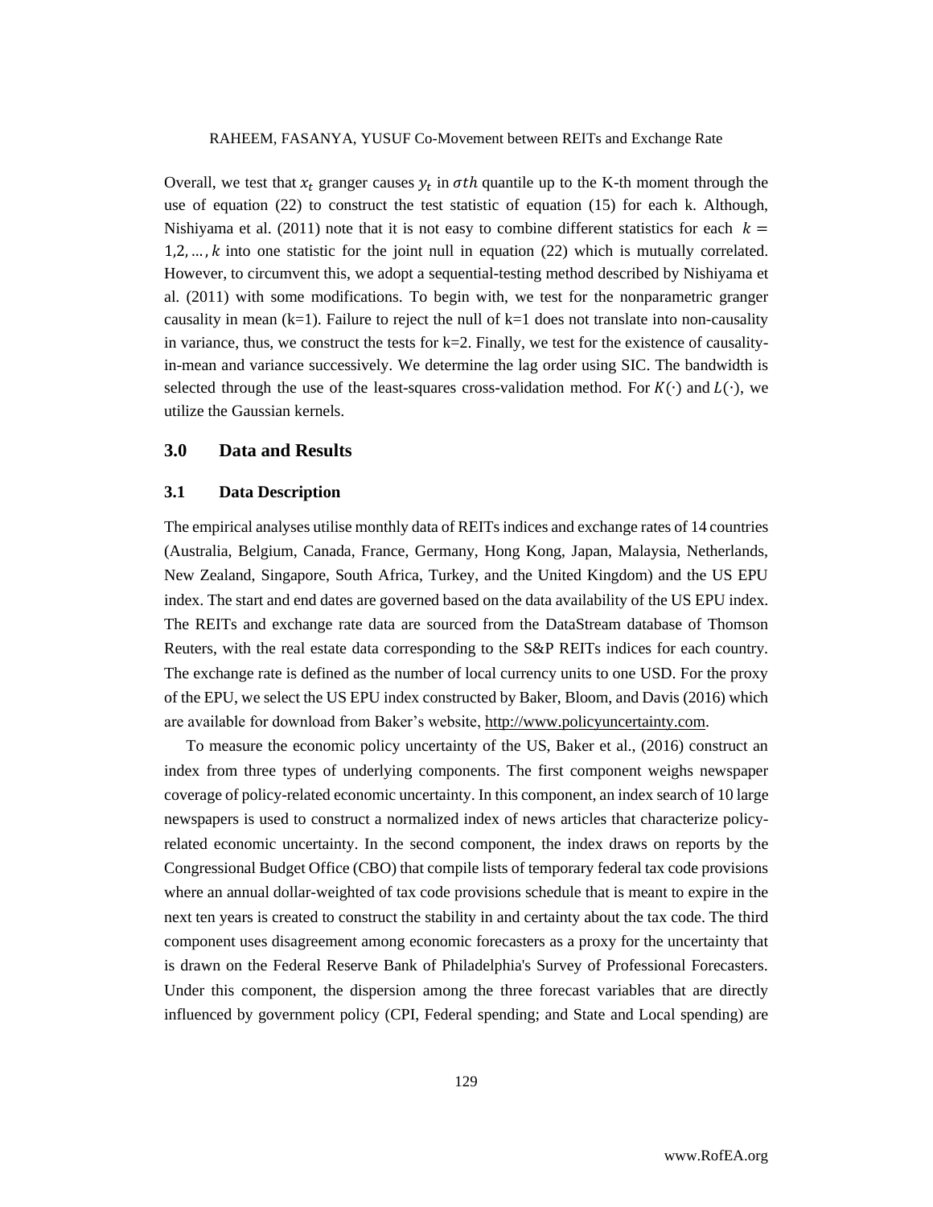Overall, we test that $x_t$ granger causes $y_t$ in $\sigma th$ quantile up to the K-th moment through the use of equation (22) to construct the test statistic of equation (15) for each k. Although, Nishiyama et al. (2011) note that it is not easy to combine different statistics for each $k = 1,2, \ldots, k$ into one statistic for the joint null in equation (22) which is mutually correlated. However, to circumvent this, we adopt a sequential-testing method described by Nishiyama et al. (2011) with some modifications. To begin with, we test for the nonparametric granger causality in mean (k=1). Failure to reject the null of k=1 does not translate into non-causality in variance, thus, we construct the tests for k=2. Finally, we test for the existence of causality-in-mean and variance successively. We determine the lag order using SIC. The bandwidth is selected through the use of the least-squares cross-validation method. For $K(\cdot)$ and $L(\cdot)$, we utilize the Gaussian kernels.

## 3.0 Data and Results

### 3.1 Data Description

The empirical analyses utilise monthly data of REITs indices and exchange rates of 14 countries (Australia, Belgium, Canada, France, Germany, Hong Kong, Japan, Malaysia, Netherlands, New Zealand, Singapore, South Africa, Turkey, and the United Kingdom) and the US EPU index. The start and end dates are governed based on the data availability of the US EPU index. The REITs and exchange rate data are sourced from the DataStream database of Thomson Reuters, with the real estate data corresponding to the S&P REITs indices for each country. The exchange rate is defined as the number of local currency units to one USD. For the proxy of the EPU, we select the US EPU index constructed by Baker, Bloom, and Davis (2016) which are available for download from Baker's website, http://www.policyuncertainty.com.

To measure the economic policy uncertainty of the US, Baker et al., (2016) construct an index from three types of underlying components. The first component weighs newspaper coverage of policy-related economic uncertainty. In this component, an index search of 10 large newspapers is used to construct a normalized index of news articles that characterize policy-related economic uncertainty. In the second component, the index draws on reports by the Congressional Budget Office (CBO) that compile lists of temporary federal tax code provisions where an annual dollar-weighted of tax code provisions schedule that is meant to expire in the next ten years is created to construct the stability in and certainty about the tax code. The third component uses disagreement among economic forecasters as a proxy for the uncertainty that is drawn on the Federal Reserve Bank of Philadelphia's Survey of Professional Forecasters. Under this component, the dispersion among the three forecast variables that are directly influenced by government policy (CPI, Federal spending; and State and Local spending) are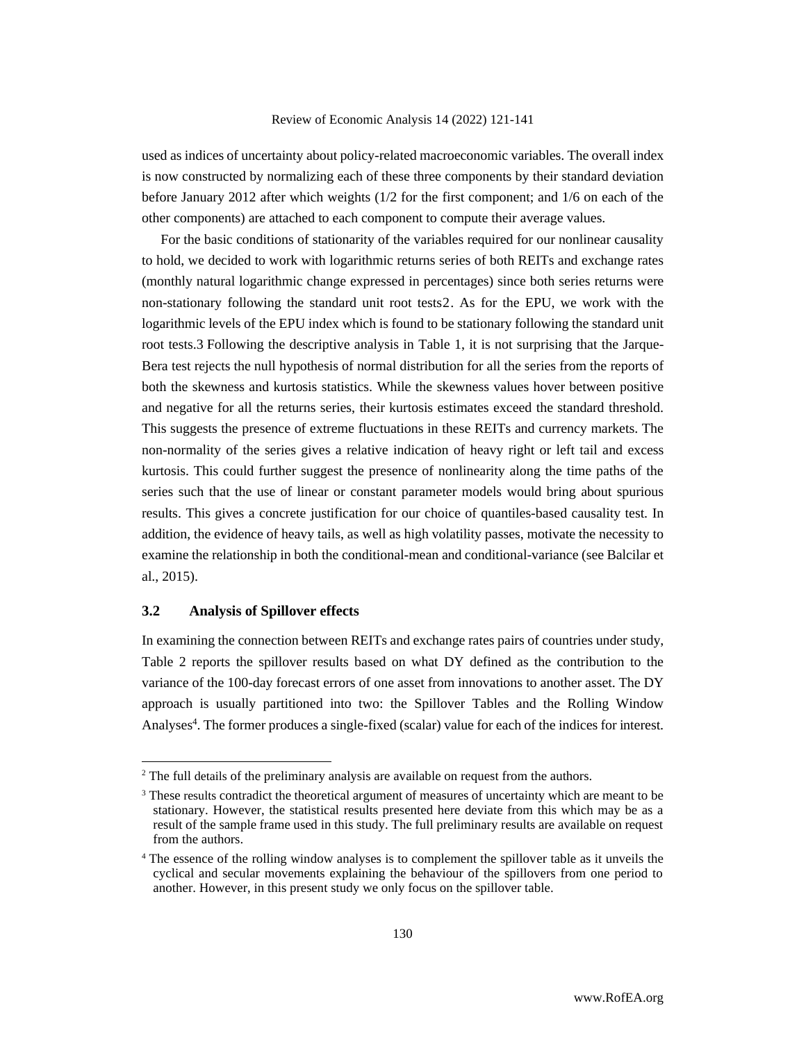used as indices of uncertainty about policy-related macroeconomic variables. The overall index is now constructed by normalizing each of these three components by their standard deviation before January 2012 after which weights (1/2 for the first component; and 1/6 on each of the other components) are attached to each component to compute their average values.

For the basic conditions of stationarity of the variables required for our nonlinear causality to hold, we decided to work with logarithmic returns series of both REITs and exchange rates (monthly natural logarithmic change expressed in percentages) since both series returns were non-stationary following the standard unit root tests[2]. As for the EPU, we work with the logarithmic levels of the EPU index which is found to be stationary following the standard unit root tests.[3] Following the descriptive analysis in Table 1, it is not surprising that the Jarque-Bera test rejects the null hypothesis of normal distribution for all the series from the reports of both the skewness and kurtosis statistics. While the skewness values hover between positive and negative for all the returns series, their kurtosis estimates exceed the standard threshold. This suggests the presence of extreme fluctuations in these REITs and currency markets. The non-normality of the series gives a relative indication of heavy right or left tail and excess kurtosis. This could further suggest the presence of nonlinearity along the time paths of the series such that the use of linear or constant parameter models would bring about spurious results. This gives a concrete justification for our choice of quantiles-based causality test. In addition, the evidence of heavy tails, as well as high volatility passes, motivate the necessity to examine the relationship in both the conditional-mean and conditional-variance (see Balcilar et al., 2015).

### 3.2 Analysis of Spillover effects

In examining the connection between REITs and exchange rates pairs of countries under study, Table 2 reports the spillover results based on what DY defined as the contribution to the variance of the 100-day forecast errors of one asset from innovations to another asset. The DY approach is usually partitioned into two: the Spillover Tables and the Rolling Window Analyses[4]. The former produces a single-fixed (scalar) value for each of the indices for interest.

---

[2] The full details of the preliminary analysis are available on request from the authors.

[3] These results contradict the theoretical argument of measures of uncertainty which are meant to be stationary. However, the statistical results presented here deviate from this which may be as a result of the sample frame used in this study. The full preliminary results are available on request from the authors.

[4] The essence of the rolling window analyses is to complement the spillover table as it unveils the cyclical and secular movements explaining the behaviour of the spillovers from one period to another. However, in this present study we only focus on the spillover table.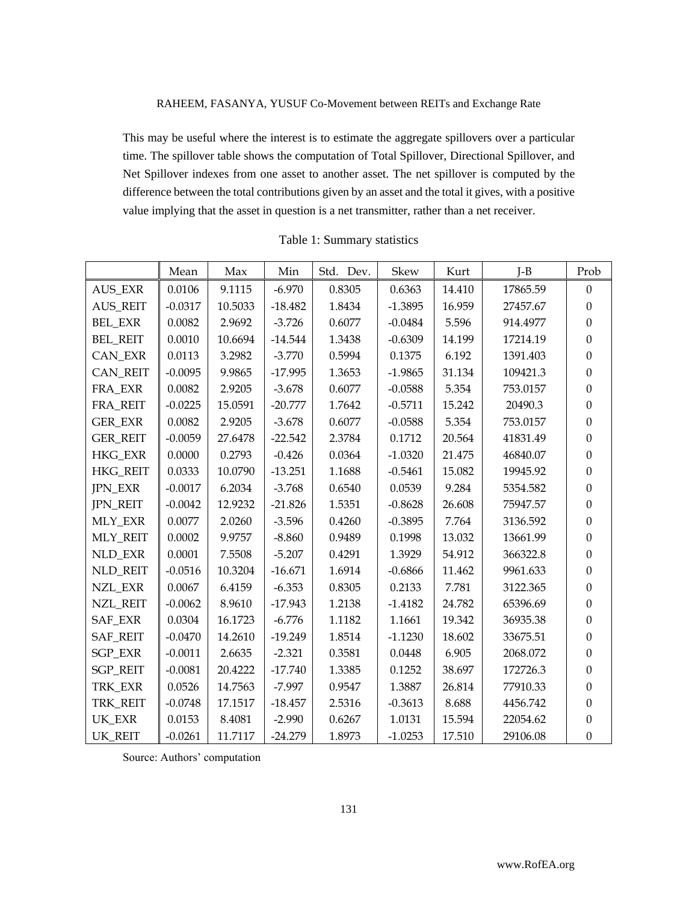This may be useful where the interest is to estimate the aggregate spillovers over a particular time. The spillover table shows the computation of Total Spillover, Directional Spillover, and Net Spillover indexes from one asset to another asset. The net spillover is computed by the difference between the total contributions given by an asset and the total it gives, with a positive value implying that the asset in question is a net transmitter, rather than a net receiver.

Table 1: Summary statistics

| | Mean | Max | Min | Std. Dev. | Skew | Kurt | J-B | Prob |
|---|---|---|---|---|---|---|---|---|
| AUS_EXR | 0.0106 | 9.1115 | -6.970 | 0.8305 | 0.6363 | 14.410 | 17865.59 | 0 |
| AUS_REIT | -0.0317 | 10.5033 | -18.482 | 1.8434 | -1.3895 | 16.959 | 27457.67 | 0 |
| BEL_EXR | 0.0082 | 2.9692 | -3.726 | 0.6077 | -0.0484 | 5.596 | 914.4977 | 0 |
| BEL_REIT | 0.0010 | 10.6694 | -14.544 | 1.3438 | -0.6309 | 14.199 | 17214.19 | 0 |
| CAN_EXR | 0.0113 | 3.2982 | -3.770 | 0.5994 | 0.1375 | 6.192 | 1391.403 | 0 |
| CAN_REIT | -0.0095 | 9.9865 | -17.995 | 1.3653 | -1.9865 | 31.134 | 109421.3 | 0 |
| FRA_EXR | 0.0082 | 2.9205 | -3.678 | 0.6077 | -0.0588 | 5.354 | 753.0157 | 0 |
| FRA_REIT | -0.0225 | 15.0591 | -20.777 | 1.7642 | -0.5711 | 15.242 | 20490.3 | 0 |
| GER_EXR | 0.0082 | 2.9205 | -3.678 | 0.6077 | -0.0588 | 5.354 | 753.0157 | 0 |
| GER_REIT | -0.0059 | 27.6478 | -22.542 | 2.3784 | 0.1712 | 20.564 | 41831.49 | 0 |
| HKG_EXR | 0.0000 | 0.2793 | -0.426 | 0.0364 | -1.0320 | 21.475 | 46840.07 | 0 |
| HKG_REIT | 0.0333 | 10.0790 | -13.251 | 1.1688 | -0.5461 | 15.082 | 19945.92 | 0 |
| JPN_EXR | -0.0017 | 6.2034 | -3.768 | 0.6540 | 0.0539 | 9.284 | 5354.582 | 0 |
| JPN_REIT | -0.0042 | 12.9232 | -21.826 | 1.5351 | -0.8628 | 26.608 | 75947.57 | 0 |
| MLY_EXR | 0.0077 | 2.0260 | -3.596 | 0.4260 | -0.3895 | 7.764 | 3136.592 | 0 |
| MLY_REIT | 0.0002 | 9.9757 | -8.860 | 0.9489 | 0.1998 | 13.032 | 13661.99 | 0 |
| NLD_EXR | 0.0001 | 7.5508 | -5.207 | 0.4291 | 1.3929 | 54.912 | 366322.8 | 0 |
| NLD_REIT | -0.0516 | 10.3204 | -16.671 | 1.6914 | -0.6866 | 11.462 | 9961.633 | 0 |
| NZL_EXR | 0.0067 | 6.4159 | -6.353 | 0.8305 | 0.2133 | 7.781 | 3122.365 | 0 |
| NZL_REIT | -0.0062 | 8.9610 | -17.943 | 1.2138 | -1.4182 | 24.782 | 65396.69 | 0 |
| SAF_EXR | 0.0304 | 16.1723 | -6.776 | 1.1182 | 1.1661 | 19.342 | 36935.38 | 0 |
| SAF_REIT | -0.0470 | 14.2610 | -19.249 | 1.8514 | -1.1230 | 18.602 | 33675.51 | 0 |
| SGP_EXR | -0.0011 | 2.6635 | -2.321 | 0.3581 | 0.0448 | 6.905 | 2068.072 | 0 |
| SGP_REIT | -0.0081 | 20.4222 | -17.740 | 1.3385 | 0.1252 | 38.697 | 172726.3 | 0 |
| TRK_EXR | 0.0526 | 14.7563 | -7.997 | 0.9547 | 1.3887 | 26.814 | 77910.33 | 0 |
| TRK_REIT | -0.0748 | 17.1517 | -18.457 | 2.5316 | -0.3613 | 8.688 | 4456.742 | 0 |
| UK_EXR | 0.0153 | 8.4081 | -2.990 | 0.6267 | 1.0131 | 15.594 | 22054.62 | 0 |
| UK_REIT | -0.0261 | 11.7117 | -24.279 | 1.8973 | -1.0253 | 17.510 | 29106.08 | 0 |

Source: Authors' computation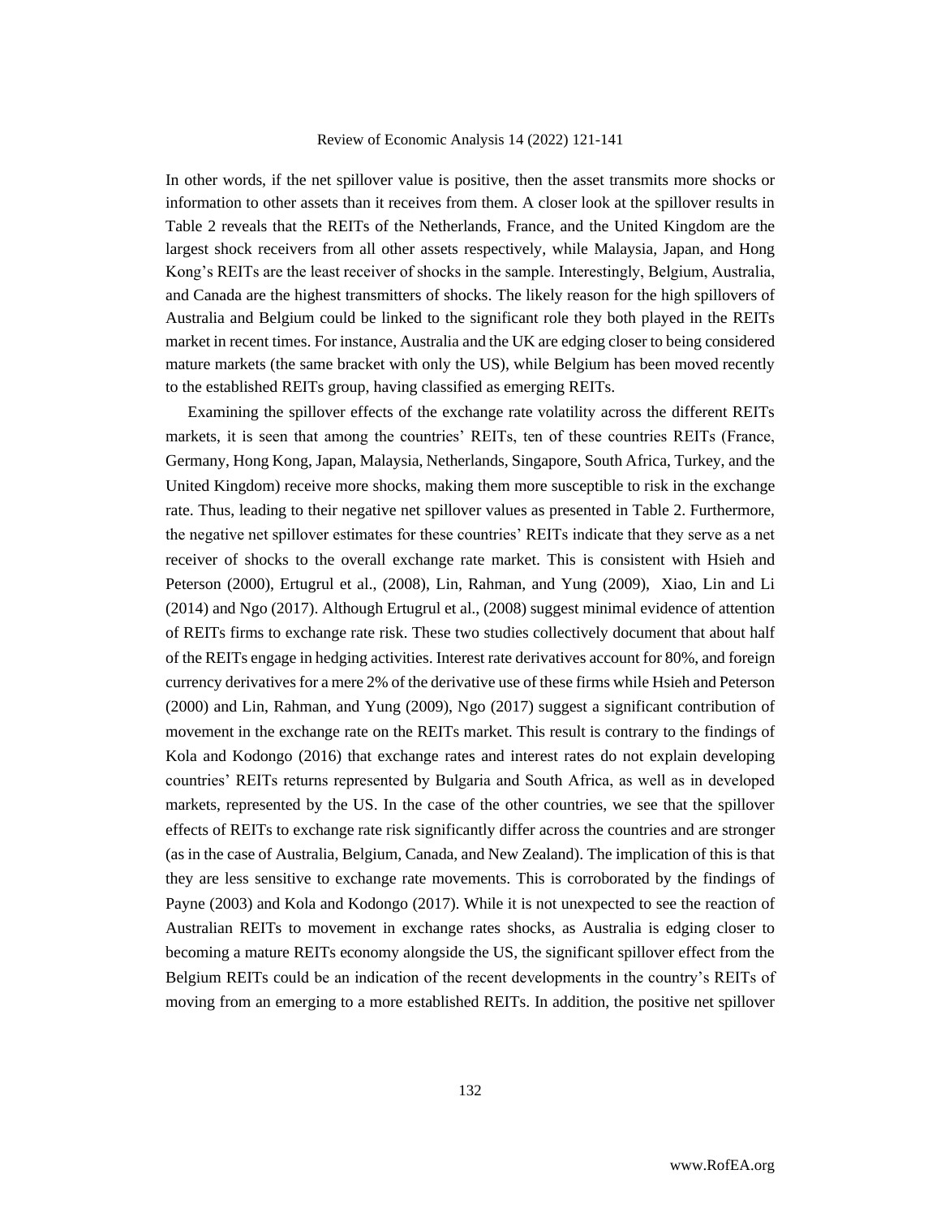In other words, if the net spillover value is positive, then the asset transmits more shocks or information to other assets than it receives from them. A closer look at the spillover results in Table 2 reveals that the REITs of the Netherlands, France, and the United Kingdom are the largest shock receivers from all other assets respectively, while Malaysia, Japan, and Hong Kong's REITs are the least receiver of shocks in the sample. Interestingly, Belgium, Australia, and Canada are the highest transmitters of shocks. The likely reason for the high spillovers of Australia and Belgium could be linked to the significant role they both played in the REITs market in recent times. For instance, Australia and the UK are edging closer to being considered mature markets (the same bracket with only the US), while Belgium has been moved recently to the established REITs group, having classified as emerging REITs.

Examining the spillover effects of the exchange rate volatility across the different REITs markets, it is seen that among the countries' REITs, ten of these countries REITs (France, Germany, Hong Kong, Japan, Malaysia, Netherlands, Singapore, South Africa, Turkey, and the United Kingdom) receive more shocks, making them more susceptible to risk in the exchange rate. Thus, leading to their negative net spillover values as presented in Table 2. Furthermore, the negative net spillover estimates for these countries' REITs indicate that they serve as a net receiver of shocks to the overall exchange rate market. This is consistent with Hsieh and Peterson (2000), Ertugrul et al., (2008), Lin, Rahman, and Yung (2009), Xiao, Lin and Li (2014) and Ngo (2017). Although Ertugrul et al., (2008) suggest minimal evidence of attention of REITs firms to exchange rate risk. These two studies collectively document that about half of the REITs engage in hedging activities. Interest rate derivatives account for 80%, and foreign currency derivatives for a mere 2% of the derivative use of these firms while Hsieh and Peterson (2000) and Lin, Rahman, and Yung (2009), Ngo (2017) suggest a significant contribution of movement in the exchange rate on the REITs market. This result is contrary to the findings of Kola and Kodongo (2016) that exchange rates and interest rates do not explain developing countries' REITs returns represented by Bulgaria and South Africa, as well as in developed markets, represented by the US. In the case of the other countries, we see that the spillover effects of REITs to exchange rate risk significantly differ across the countries and are stronger (as in the case of Australia, Belgium, Canada, and New Zealand). The implication of this is that they are less sensitive to exchange rate movements. This is corroborated by the findings of Payne (2003) and Kola and Kodongo (2017). While it is not unexpected to see the reaction of Australian REITs to movement in exchange rates shocks, as Australia is edging closer to becoming a mature REITs economy alongside the US, the significant spillover effect from the Belgium REITs could be an indication of the recent developments in the country's REITs of moving from an emerging to a more established REITs. In addition, the positive net spillover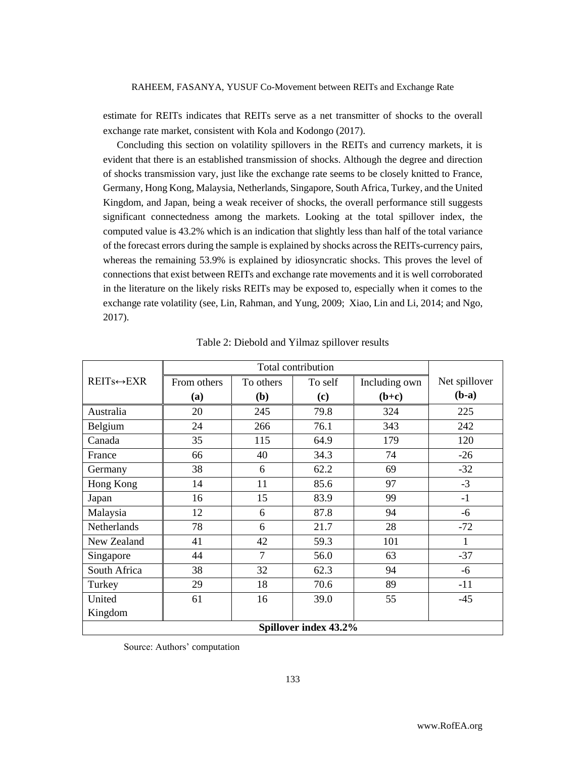estimate for REITs indicates that REITs serve as a net transmitter of shocks to the overall exchange rate market, consistent with Kola and Kodongo (2017).

Concluding this section on volatility spillovers in the REITs and currency markets, it is evident that there is an established transmission of shocks. Although the degree and direction of shocks transmission vary, just like the exchange rate seems to be closely knitted to France, Germany, Hong Kong, Malaysia, Netherlands, Singapore, South Africa, Turkey, and the United Kingdom, and Japan, being a weak receiver of shocks, the overall performance still suggests significant connectedness among the markets. Looking at the total spillover index, the computed value is 43.2% which is an indication that slightly less than half of the total variance of the forecast errors during the sample is explained by shocks across the REITs-currency pairs, whereas the remaining 53.9% is explained by idiosyncratic shocks. This proves the level of connections that exist between REITs and exchange rate movements and it is well corroborated in the literature on the likely risks REITs may be exposed to, especially when it comes to the exchange rate volatility (see, Lin, Rahman, and Yung, 2009; Xiao, Lin and Li, 2014; and Ngo, 2017).

Table 2: Diebold and Yilmaz spillover results

| REITs↔EXR | Total contribution | | | | Net spillover |
|---|---|---|---|---|---|
| | From others **(a)** | To others **(b)** | To self **(c)** | Including own **(b+c)** | **(b-a)** |
| Australia | 20 | 245 | 79.8 | 324 | 225 |
| Belgium | 24 | 266 | 76.1 | 343 | 242 |
| Canada | 35 | 115 | 64.9 | 179 | 120 |
| France | 66 | 40 | 34.3 | 74 | -26 |
| Germany | 38 | 6 | 62.2 | 69 | -32 |
| Hong Kong | 14 | 11 | 85.6 | 97 | -3 |
| Japan | 16 | 15 | 83.9 | 99 | -1 |
| Malaysia | 12 | 6 | 87.8 | 94 | -6 |
| Netherlands | 78 | 6 | 21.7 | 28 | -72 |
| New Zealand | 41 | 42 | 59.3 | 101 | 1 |
| Singapore | 44 | 7 | 56.0 | 63 | -37 |
| South Africa | 38 | 32 | 62.3 | 94 | -6 |
| Turkey | 29 | 18 | 70.6 | 89 | -11 |
| United Kingdom | 61 | 16 | 39.0 | 55 | -45 |
| **Spillover index 43.2%** | | | | | |

Source: Authors' computation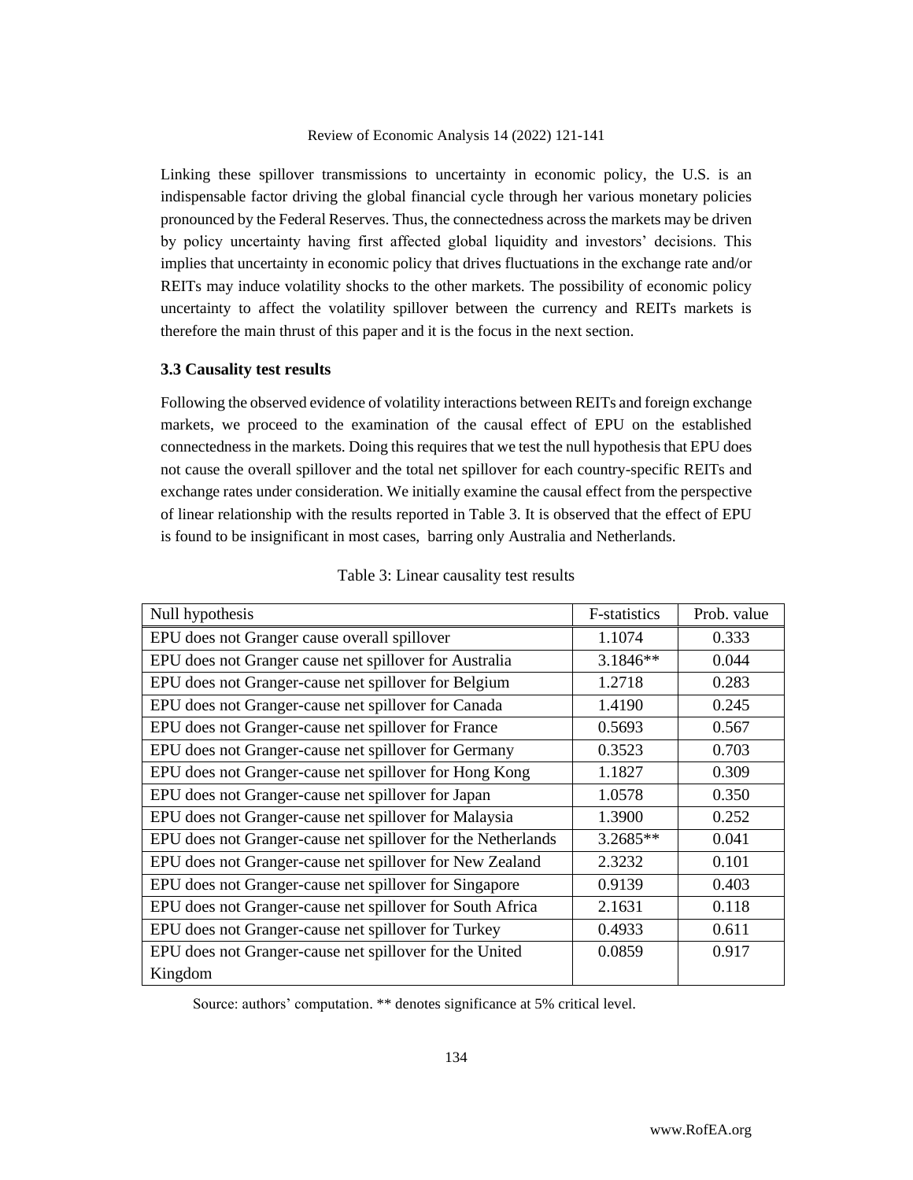Linking these spillover transmissions to uncertainty in economic policy, the U.S. is an indispensable factor driving the global financial cycle through her various monetary policies pronounced by the Federal Reserves. Thus, the connectedness across the markets may be driven by policy uncertainty having first affected global liquidity and investors' decisions. This implies that uncertainty in economic policy that drives fluctuations in the exchange rate and/or REITs may induce volatility shocks to the other markets. The possibility of economic policy uncertainty to affect the volatility spillover between the currency and REITs markets is therefore the main thrust of this paper and it is the focus in the next section.

### 3.3 Causality test results

Following the observed evidence of volatility interactions between REITs and foreign exchange markets, we proceed to the examination of the causal effect of EPU on the established connectedness in the markets. Doing this requires that we test the null hypothesis that EPU does not cause the overall spillover and the total net spillover for each country-specific REITs and exchange rates under consideration. We initially examine the causal effect from the perspective of linear relationship with the results reported in Table 3. It is observed that the effect of EPU is found to be insignificant in most cases, barring only Australia and Netherlands.

Table 3: Linear causality test results

| Null hypothesis | F-statistics | Prob. value |
|---|---|---|
| EPU does not Granger cause overall spillover | 1.1074 | 0.333 |
| EPU does not Granger cause net spillover for Australia | 3.1846** | 0.044 |
| EPU does not Granger-cause net spillover for Belgium | 1.2718 | 0.283 |
| EPU does not Granger-cause net spillover for Canada | 1.4190 | 0.245 |
| EPU does not Granger-cause net spillover for France | 0.5693 | 0.567 |
| EPU does not Granger-cause net spillover for Germany | 0.3523 | 0.703 |
| EPU does not Granger-cause net spillover for Hong Kong | 1.1827 | 0.309 |
| EPU does not Granger-cause net spillover for Japan | 1.0578 | 0.350 |
| EPU does not Granger-cause net spillover for Malaysia | 1.3900 | 0.252 |
| EPU does not Granger-cause net spillover for the Netherlands | 3.2685** | 0.041 |
| EPU does not Granger-cause net spillover for New Zealand | 2.3232 | 0.101 |
| EPU does not Granger-cause net spillover for Singapore | 0.9139 | 0.403 |
| EPU does not Granger-cause net spillover for South Africa | 2.1631 | 0.118 |
| EPU does not Granger-cause net spillover for Turkey | 0.4933 | 0.611 |
| EPU does not Granger-cause net spillover for the United Kingdom | 0.0859 | 0.917 |

Source: authors' computation. ** denotes significance at 5% critical level.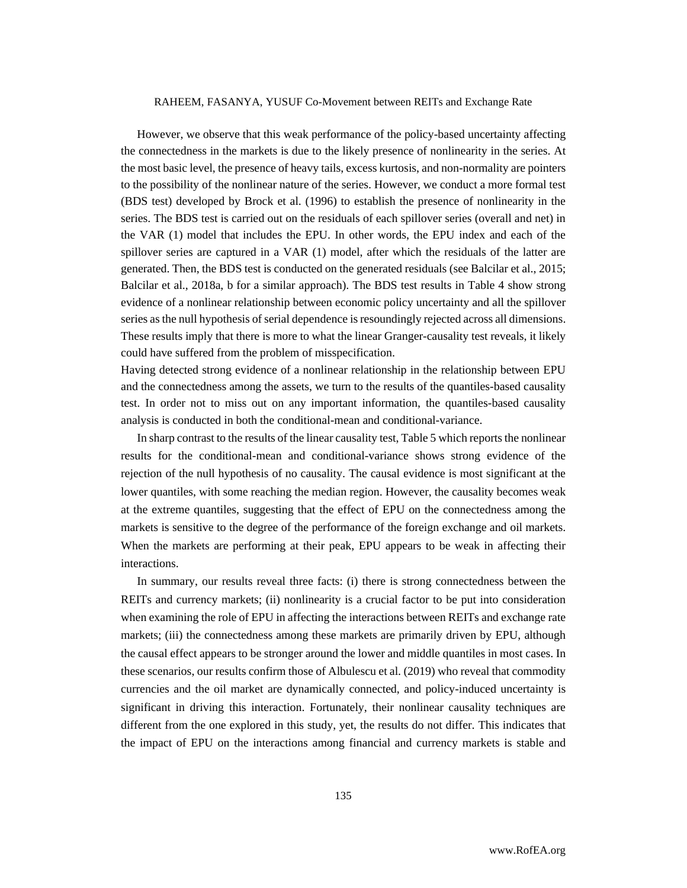However, we observe that this weak performance of the policy-based uncertainty affecting the connectedness in the markets is due to the likely presence of nonlinearity in the series. At the most basic level, the presence of heavy tails, excess kurtosis, and non-normality are pointers to the possibility of the nonlinear nature of the series. However, we conduct a more formal test (BDS test) developed by Brock et al. (1996) to establish the presence of nonlinearity in the series. The BDS test is carried out on the residuals of each spillover series (overall and net) in the VAR (1) model that includes the EPU. In other words, the EPU index and each of the spillover series are captured in a VAR (1) model, after which the residuals of the latter are generated. Then, the BDS test is conducted on the generated residuals (see Balcilar et al., 2015; Balcilar et al., 2018a, b for a similar approach). The BDS test results in Table 4 show strong evidence of a nonlinear relationship between economic policy uncertainty and all the spillover series as the null hypothesis of serial dependence is resoundingly rejected across all dimensions. These results imply that there is more to what the linear Granger-causality test reveals, it likely could have suffered from the problem of misspecification.

Having detected strong evidence of a nonlinear relationship in the relationship between EPU and the connectedness among the assets, we turn to the results of the quantiles-based causality test. In order not to miss out on any important information, the quantiles-based causality analysis is conducted in both the conditional-mean and conditional-variance.

In sharp contrast to the results of the linear causality test, Table 5 which reports the nonlinear results for the conditional-mean and conditional-variance shows strong evidence of the rejection of the null hypothesis of no causality. The causal evidence is most significant at the lower quantiles, with some reaching the median region. However, the causality becomes weak at the extreme quantiles, suggesting that the effect of EPU on the connectedness among the markets is sensitive to the degree of the performance of the foreign exchange and oil markets. When the markets are performing at their peak, EPU appears to be weak in affecting their interactions.

In summary, our results reveal three facts: (i) there is strong connectedness between the REITs and currency markets; (ii) nonlinearity is a crucial factor to be put into consideration when examining the role of EPU in affecting the interactions between REITs and exchange rate markets; (iii) the connectedness among these markets are primarily driven by EPU, although the causal effect appears to be stronger around the lower and middle quantiles in most cases. In these scenarios, our results confirm those of Albulescu et al. (2019) who reveal that commodity currencies and the oil market are dynamically connected, and policy-induced uncertainty is significant in driving this interaction. Fortunately, their nonlinear causality techniques are different from the one explored in this study, yet, the results do not differ. This indicates that the impact of EPU on the interactions among financial and currency markets is stable and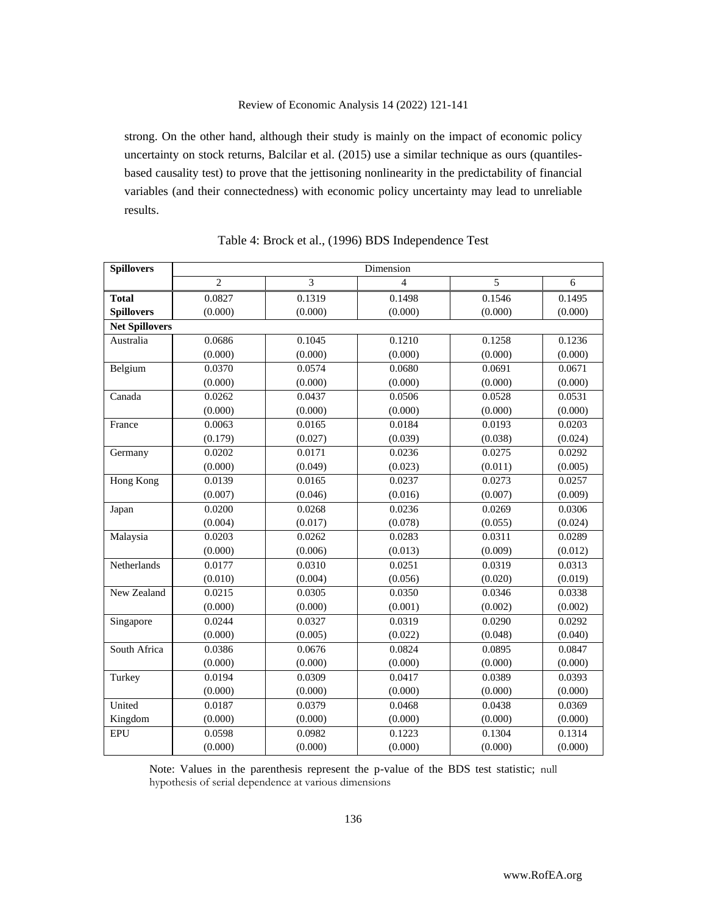strong. On the other hand, although their study is mainly on the impact of economic policy uncertainty on stock returns, Balcilar et al. (2015) use a similar technique as ours (quantiles-based causality test) to prove that the jettisoning nonlinearity in the predictability of financial variables (and their connectedness) with economic policy uncertainty may lead to unreliable results.

Table 4: Brock et al., (1996) BDS Independence Test

| Spillovers | Dimension | | | | |
|---|---|---|---|---|---|
| | 2 | 3 | 4 | 5 | 6 |
| **Total Spillovers** | 0.0827<br>(0.000) | 0.1319<br>(0.000) | 0.1498<br>(0.000) | 0.1546<br>(0.000) | 0.1495<br>(0.000) |
| **Net Spillovers** | | | | | |
| Australia | 0.0686<br>(0.000) | 0.1045<br>(0.000) | 0.1210<br>(0.000) | 0.1258<br>(0.000) | 0.1236<br>(0.000) |
| Belgium | 0.0370<br>(0.000) | 0.0574<br>(0.000) | 0.0680<br>(0.000) | 0.0691<br>(0.000) | 0.0671<br>(0.000) |
| Canada | 0.0262<br>(0.000) | 0.0437<br>(0.000) | 0.0506<br>(0.000) | 0.0528<br>(0.000) | 0.0531<br>(0.000) |
| France | 0.0063<br>(0.179) | 0.0165<br>(0.027) | 0.0184<br>(0.039) | 0.0193<br>(0.038) | 0.0203<br>(0.024) |
| Germany | 0.0202<br>(0.000) | 0.0171<br>(0.049) | 0.0236<br>(0.023) | 0.0275<br>(0.011) | 0.0292<br>(0.005) |
| Hong Kong | 0.0139<br>(0.007) | 0.0165<br>(0.046) | 0.0237<br>(0.016) | 0.0273<br>(0.007) | 0.0257<br>(0.009) |
| Japan | 0.0200<br>(0.004) | 0.0268<br>(0.017) | 0.0236<br>(0.078) | 0.0269<br>(0.055) | 0.0306<br>(0.024) |
| Malaysia | 0.0203<br>(0.000) | 0.0262<br>(0.006) | 0.0283<br>(0.013) | 0.0311<br>(0.009) | 0.0289<br>(0.012) |
| Netherlands | 0.0177<br>(0.010) | 0.0310<br>(0.004) | 0.0251<br>(0.056) | 0.0319<br>(0.020) | 0.0313<br>(0.019) |
| New Zealand | 0.0215<br>(0.000) | 0.0305<br>(0.000) | 0.0350<br>(0.001) | 0.0346<br>(0.002) | 0.0338<br>(0.002) |
| Singapore | 0.0244<br>(0.000) | 0.0327<br>(0.005) | 0.0319<br>(0.022) | 0.0290<br>(0.048) | 0.0292<br>(0.040) |
| South Africa | 0.0386<br>(0.000) | 0.0676<br>(0.000) | 0.0824<br>(0.000) | 0.0895<br>(0.000) | 0.0847<br>(0.000) |
| Turkey | 0.0194<br>(0.000) | 0.0309<br>(0.000) | 0.0417<br>(0.000) | 0.0389<br>(0.000) | 0.0393<br>(0.000) |
| United Kingdom | 0.0187<br>(0.000) | 0.0379<br>(0.000) | 0.0468<br>(0.000) | 0.0438<br>(0.000) | 0.0369<br>(0.000) |
| EPU | 0.0598<br>(0.000) | 0.0982<br>(0.000) | 0.1223<br>(0.000) | 0.1304<br>(0.000) | 0.1314<br>(0.000) |

Note: Values in the parenthesis represent the p-value of the BDS test statistic; null hypothesis of serial dependence at various dimensions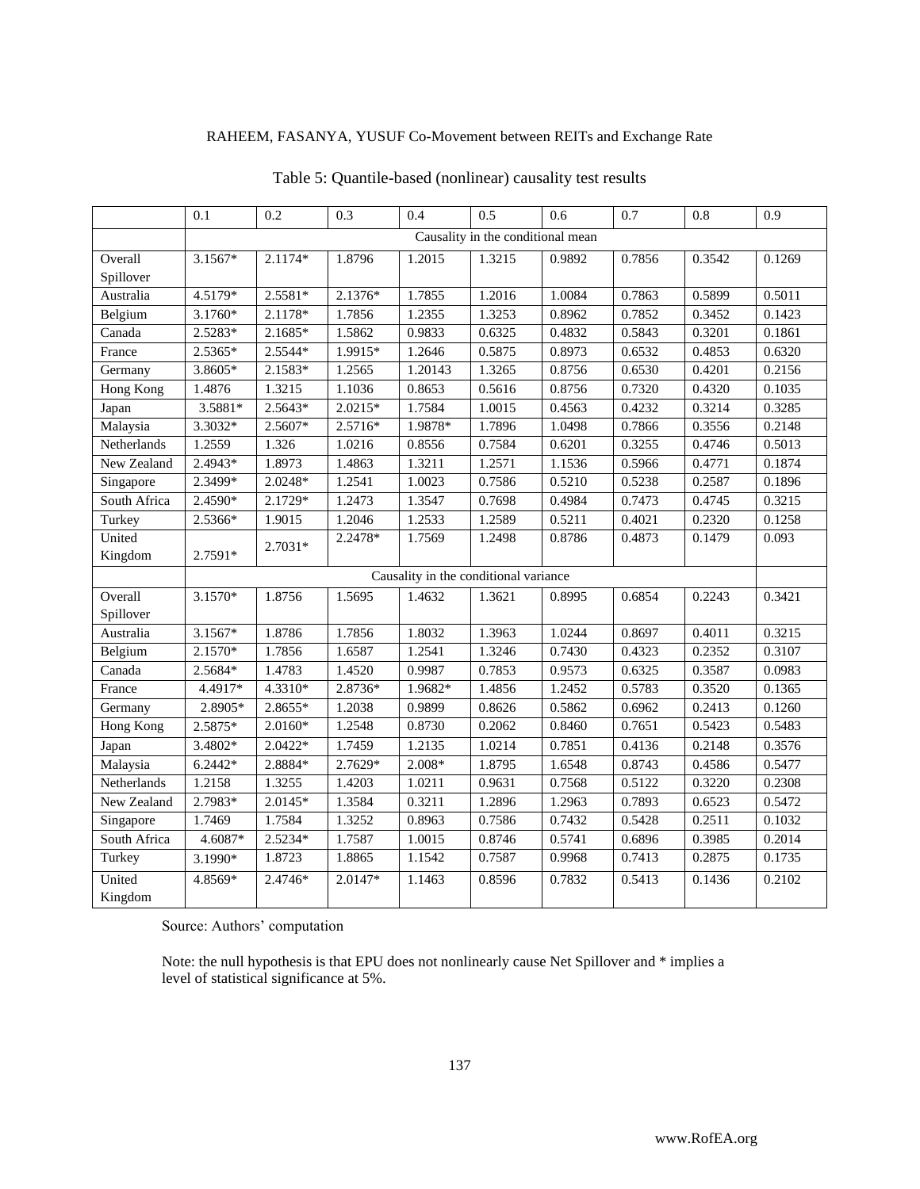Table 5: Quantile-based (nonlinear) causality test results

| | 0.1 | 0.2 | 0.3 | 0.4 | 0.5 | 0.6 | 0.7 | 0.8 | 0.9 |
|---|---|---|---|---|---|---|---|---|---|
| | Causality in the conditional mean | | | | | | | | |
| Overall Spillover | 3.1567* | 2.1174* | 1.8796 | 1.2015 | 1.3215 | 0.9892 | 0.7856 | 0.3542 | 0.1269 |
| Australia | 4.5179* | 2.5581* | 2.1376* | 1.7855 | 1.2016 | 1.0084 | 0.7863 | 0.5899 | 0.5011 |
| Belgium | 3.1760* | 2.1178* | 1.7856 | 1.2355 | 1.3253 | 0.8962 | 0.7852 | 0.3452 | 0.1423 |
| Canada | 2.5283* | 2.1685* | 1.5862 | 0.9833 | 0.6325 | 0.4832 | 0.5843 | 0.3201 | 0.1861 |
| France | 2.5365* | 2.5544* | 1.9915* | 1.2646 | 0.5875 | 0.8973 | 0.6532 | 0.4853 | 0.6320 |
| Germany | 3.8605* | 2.1583* | 1.2565 | 1.20143 | 1.3265 | 0.8756 | 0.6530 | 0.4201 | 0.2156 |
| Hong Kong | 1.4876 | 1.3215 | 1.1036 | 0.8653 | 0.5616 | 0.8756 | 0.7320 | 0.4320 | 0.1035 |
| Japan | 3.5881* | 2.5643* | 2.0215* | 1.7584 | 1.0015 | 0.4563 | 0.4232 | 0.3214 | 0.3285 |
| Malaysia | 3.3032* | 2.5607* | 2.5716* | 1.9878* | 1.7896 | 1.0498 | 0.7866 | 0.3556 | 0.2148 |
| Netherlands | 1.2559 | 1.326 | 1.0216 | 0.8556 | 0.7584 | 0.6201 | 0.3255 | 0.4746 | 0.5013 |
| New Zealand | 2.4943* | 1.8973 | 1.4863 | 1.3211 | 1.2571 | 1.1536 | 0.5966 | 0.4771 | 0.1874 |
| Singapore | 2.3499* | 2.0248* | 1.2541 | 1.0023 | 0.7586 | 0.5210 | 0.5238 | 0.2587 | 0.1896 |
| South Africa | 2.4590* | 2.1729* | 1.2473 | 1.3547 | 0.7698 | 0.4984 | 0.7473 | 0.4745 | 0.3215 |
| Turkey | 2.5366* | 1.9015 | 1.2046 | 1.2533 | 1.2589 | 0.5211 | 0.4021 | 0.2320 | 0.1258 |
| United Kingdom | 2.7591* | 2.7031* | 2.2478* | 1.7569 | 1.2498 | 0.8786 | 0.4873 | 0.1479 | 0.093 |
| | Causality in the conditional variance | | | | | | | | |
| Overall Spillover | 3.1570* | 1.8756 | 1.5695 | 1.4632 | 1.3621 | 0.8995 | 0.6854 | 0.2243 | 0.3421 |
| Australia | 3.1567* | 1.8786 | 1.7856 | 1.8032 | 1.3963 | 1.0244 | 0.8697 | 0.4011 | 0.3215 |
| Belgium | 2.1570* | 1.7856 | 1.6587 | 1.2541 | 1.3246 | 0.7430 | 0.4323 | 0.2352 | 0.3107 |
| Canada | 2.5684* | 1.4783 | 1.4520 | 0.9987 | 0.7853 | 0.9573 | 0.6325 | 0.3587 | 0.0983 |
| France | 4.4917* | 4.3310* | 2.8736* | 1.9682* | 1.4856 | 1.2452 | 0.5783 | 0.3520 | 0.1365 |
| Germany | 2.8905* | 2.8655* | 1.2038 | 0.9899 | 0.8626 | 0.5862 | 0.6962 | 0.2413 | 0.1260 |
| Hong Kong | 2.5875* | 2.0160* | 1.2548 | 0.8730 | 0.2062 | 0.8460 | 0.7651 | 0.5423 | 0.5483 |
| Japan | 3.4802* | 2.0422* | 1.7459 | 1.2135 | 1.0214 | 0.7851 | 0.4136 | 0.2148 | 0.3576 |
| Malaysia | 6.2442* | 2.8884* | 2.7629* | 2.008* | 1.8795 | 1.6548 | 0.8743 | 0.4586 | 0.5477 |
| Netherlands | 1.2158 | 1.3255 | 1.4203 | 1.0211 | 0.9631 | 0.7568 | 0.5122 | 0.3220 | 0.2308 |
| New Zealand | 2.7983* | 2.0145* | 1.3584 | 0.3211 | 1.2896 | 1.2963 | 0.7893 | 0.6523 | 0.5472 |
| Singapore | 1.7469 | 1.7584 | 1.3252 | 0.8963 | 0.7586 | 0.7432 | 0.5428 | 0.2511 | 0.1032 |
| South Africa | 4.6087* | 2.5234* | 1.7587 | 1.0015 | 0.8746 | 0.5741 | 0.6896 | 0.3985 | 0.2014 |
| Turkey | 3.1990* | 1.8723 | 1.8865 | 1.1542 | 0.7587 | 0.9968 | 0.7413 | 0.2875 | 0.1735 |
| United Kingdom | 4.8569* | 2.4746* | 2.0147* | 1.1463 | 0.8596 | 0.7832 | 0.5413 | 0.1436 | 0.2102 |

Source: Authors' computation

Note: the null hypothesis is that EPU does not nonlinearly cause Net Spillover and * implies a level of statistical significance at 5%.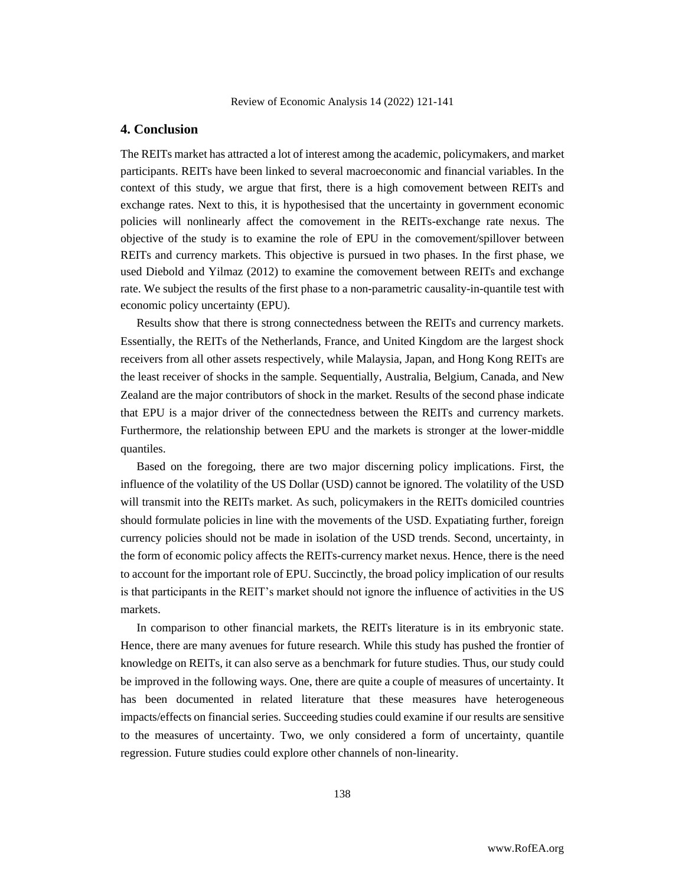## 4. Conclusion

The REITs market has attracted a lot of interest among the academic, policymakers, and market participants. REITs have been linked to several macroeconomic and financial variables. In the context of this study, we argue that first, there is a high comovement between REITs and exchange rates. Next to this, it is hypothesised that the uncertainty in government economic policies will nonlinearly affect the comovement in the REITs-exchange rate nexus. The objective of the study is to examine the role of EPU in the comovement/spillover between REITs and currency markets. This objective is pursued in two phases. In the first phase, we used Diebold and Yilmaz (2012) to examine the comovement between REITs and exchange rate. We subject the results of the first phase to a non-parametric causality-in-quantile test with economic policy uncertainty (EPU).

Results show that there is strong connectedness between the REITs and currency markets. Essentially, the REITs of the Netherlands, France, and United Kingdom are the largest shock receivers from all other assets respectively, while Malaysia, Japan, and Hong Kong REITs are the least receiver of shocks in the sample. Sequentially, Australia, Belgium, Canada, and New Zealand are the major contributors of shock in the market. Results of the second phase indicate that EPU is a major driver of the connectedness between the REITs and currency markets. Furthermore, the relationship between EPU and the markets is stronger at the lower-middle quantiles.

Based on the foregoing, there are two major discerning policy implications. First, the influence of the volatility of the US Dollar (USD) cannot be ignored. The volatility of the USD will transmit into the REITs market. As such, policymakers in the REITs domiciled countries should formulate policies in line with the movements of the USD. Expatiating further, foreign currency policies should not be made in isolation of the USD trends. Second, uncertainty, in the form of economic policy affects the REITs-currency market nexus. Hence, there is the need to account for the important role of EPU. Succinctly, the broad policy implication of our results is that participants in the REIT's market should not ignore the influence of activities in the US markets.

In comparison to other financial markets, the REITs literature is in its embryonic state. Hence, there are many avenues for future research. While this study has pushed the frontier of knowledge on REITs, it can also serve as a benchmark for future studies. Thus, our study could be improved in the following ways. One, there are quite a couple of measures of uncertainty. It has been documented in related literature that these measures have heterogeneous impacts/effects on financial series. Succeeding studies could examine if our results are sensitive to the measures of uncertainty. Two, we only considered a form of uncertainty, quantile regression. Future studies could explore other channels of non-linearity.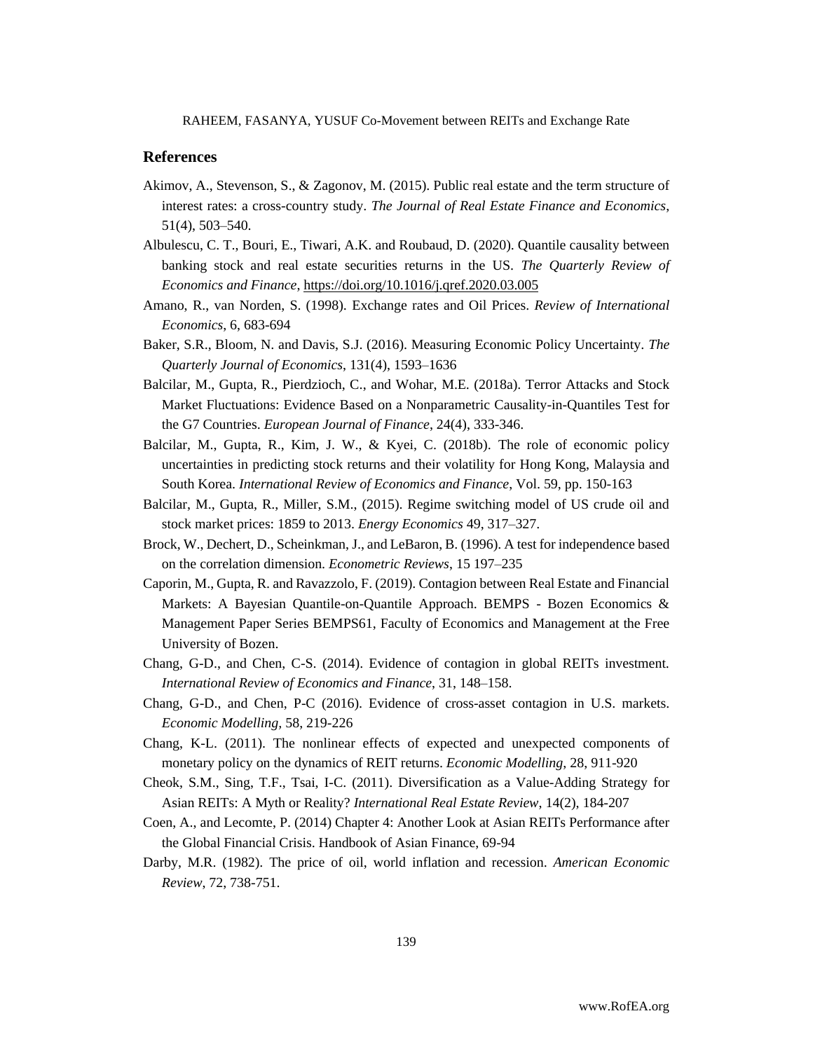## References

Akimov, A., Stevenson, S., & Zagonov, M. (2015). Public real estate and the term structure of interest rates: a cross-country study. *The Journal of Real Estate Finance and Economics*, 51(4), 503–540.

Albulescu, C. T., Bouri, E., Tiwari, A.K. and Roubaud, D. (2020). Quantile causality between banking stock and real estate securities returns in the US. *The Quarterly Review of Economics and Finance*, https://doi.org/10.1016/j.qref.2020.03.005

Amano, R., van Norden, S. (1998). Exchange rates and Oil Prices. *Review of International Economics*, 6, 683-694

Baker, S.R., Bloom, N. and Davis, S.J. (2016). Measuring Economic Policy Uncertainty. *The Quarterly Journal of Economics*, 131(4), 1593–1636

Balcilar, M., Gupta, R., Pierdzioch, C., and Wohar, M.E. (2018a). Terror Attacks and Stock Market Fluctuations: Evidence Based on a Nonparametric Causality-in-Quantiles Test for the G7 Countries. *European Journal of Finance*, 24(4), 333-346.

Balcilar, M., Gupta, R., Kim, J. W., & Kyei, C. (2018b). The role of economic policy uncertainties in predicting stock returns and their volatility for Hong Kong, Malaysia and South Korea. *International Review of Economics and Finance*, Vol. 59, pp. 150-163

Balcilar, M., Gupta, R., Miller, S.M., (2015). Regime switching model of US crude oil and stock market prices: 1859 to 2013. *Energy Economics* 49, 317–327.

Brock, W., Dechert, D., Scheinkman, J., and LeBaron, B. (1996). A test for independence based on the correlation dimension. *Econometric Reviews*, 15 197–235

Caporin, M., Gupta, R. and Ravazzolo, F. (2019). Contagion between Real Estate and Financial Markets: A Bayesian Quantile-on-Quantile Approach. BEMPS - Bozen Economics & Management Paper Series BEMPS61, Faculty of Economics and Management at the Free University of Bozen.

Chang, G-D., and Chen, C-S. (2014). Evidence of contagion in global REITs investment. *International Review of Economics and Finance*, 31, 148–158.

Chang, G-D., and Chen, P-C (2016). Evidence of cross-asset contagion in U.S. markets. *Economic Modelling*, 58, 219-226

Chang, K-L. (2011). The nonlinear effects of expected and unexpected components of monetary policy on the dynamics of REIT returns. *Economic Modelling*, 28, 911-920

Cheok, S.M., Sing, T.F., Tsai, I-C. (2011). Diversification as a Value-Adding Strategy for Asian REITs: A Myth or Reality? *International Real Estate Review*, 14(2), 184-207

Coen, A., and Lecomte, P. (2014) Chapter 4: Another Look at Asian REITs Performance after the Global Financial Crisis. Handbook of Asian Finance, 69-94

Darby, M.R. (1982). The price of oil, world inflation and recession. *American Economic Review*, 72, 738-751.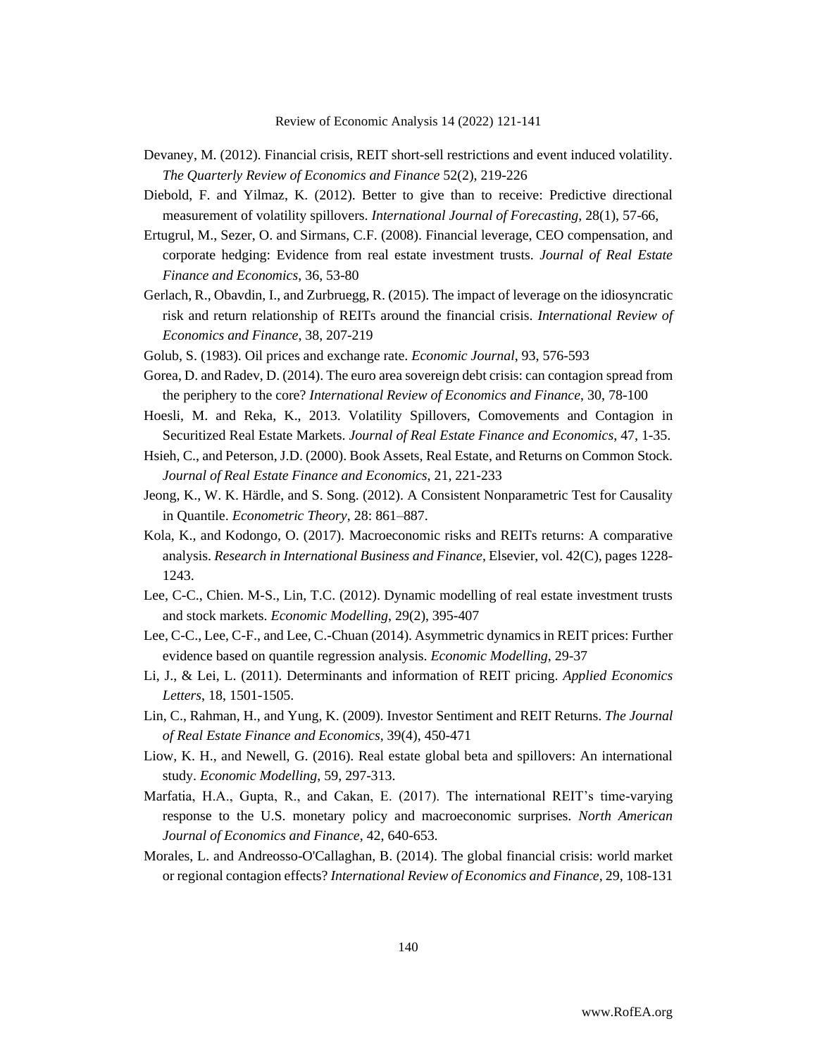Devaney, M. (2012). Financial crisis, REIT short-sell restrictions and event induced volatility. *The Quarterly Review of Economics and Finance* 52(2), 219-226

Diebold, F. and Yilmaz, K. (2012). Better to give than to receive: Predictive directional measurement of volatility spillovers. *International Journal of Forecasting*, 28(1), 57-66,

Ertugrul, M., Sezer, O. and Sirmans, C.F. (2008). Financial leverage, CEO compensation, and corporate hedging: Evidence from real estate investment trusts. *Journal of Real Estate Finance and Economics*, 36, 53-80

Gerlach, R., Obavdin, I., and Zurbruegg, R. (2015). The impact of leverage on the idiosyncratic risk and return relationship of REITs around the financial crisis. *International Review of Economics and Finance*, 38, 207-219

Golub, S. (1983). Oil prices and exchange rate. *Economic Journal*, 93, 576-593

Gorea, D. and Radev, D. (2014). The euro area sovereign debt crisis: can contagion spread from the periphery to the core? *International Review of Economics and Finance*, 30, 78-100

Hoesli, M. and Reka, K., 2013. Volatility Spillovers, Comovements and Contagion in Securitized Real Estate Markets. *Journal of Real Estate Finance and Economics*, 47, 1-35.

Hsieh, C., and Peterson, J.D. (2000). Book Assets, Real Estate, and Returns on Common Stock. *Journal of Real Estate Finance and Economics*, 21, 221-233

Jeong, K., W. K. Härdle, and S. Song. (2012). A Consistent Nonparametric Test for Causality in Quantile. *Econometric Theory*, 28: 861–887.

Kola, K., and Kodongo, O. (2017). Macroeconomic risks and REITs returns: A comparative analysis. *Research in International Business and Finance*, Elsevier, vol. 42(C), pages 1228-1243.

Lee, C-C., Chien. M-S., Lin, T.C. (2012). Dynamic modelling of real estate investment trusts and stock markets. *Economic Modelling*, 29(2), 395-407

Lee, C-C., Lee, C-F., and Lee, C.-Chuan (2014). Asymmetric dynamics in REIT prices: Further evidence based on quantile regression analysis. *Economic Modelling*, 29-37

Li, J., & Lei, L. (2011). Determinants and information of REIT pricing. *Applied Economics Letters*, 18, 1501-1505.

Lin, C., Rahman, H., and Yung, K. (2009). Investor Sentiment and REIT Returns. *The Journal of Real Estate Finance and Economics*, 39(4), 450-471

Liow, K. H., and Newell, G. (2016). Real estate global beta and spillovers: An international study. *Economic Modelling*, 59, 297-313.

Marfatia, H.A., Gupta, R., and Cakan, E. (2017). The international REIT's time-varying response to the U.S. monetary policy and macroeconomic surprises. *North American Journal of Economics and Finance*, 42, 640-653.

Morales, L. and Andreosso-O'Callaghan, B. (2014). The global financial crisis: world market or regional contagion effects? *International Review of Economics and Finance*, 29, 108-131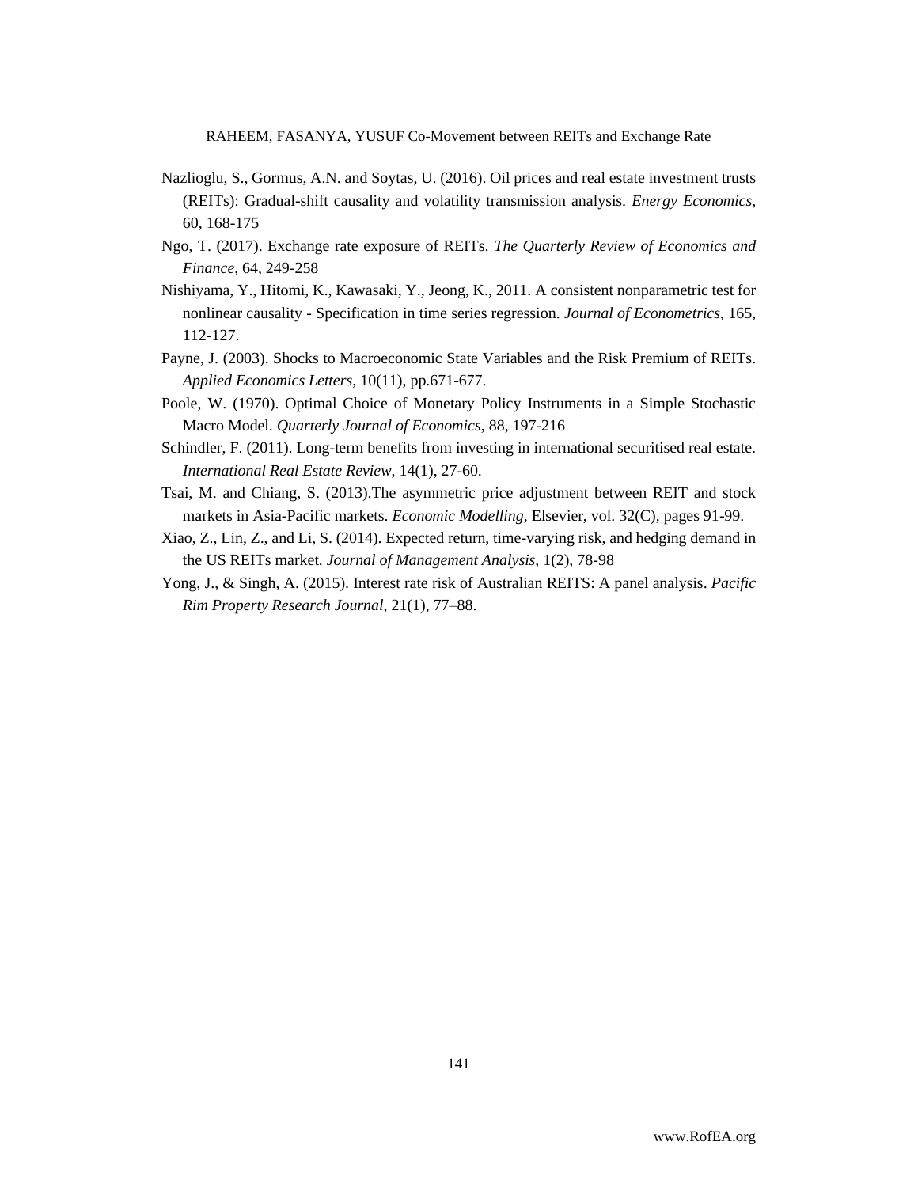Nazlioglu, S., Gormus, A.N. and Soytas, U. (2016). Oil prices and real estate investment trusts (REITs): Gradual-shift causality and volatility transmission analysis. *Energy Economics*, 60, 168-175

Ngo, T. (2017). Exchange rate exposure of REITs. *The Quarterly Review of Economics and Finance*, 64, 249-258

Nishiyama, Y., Hitomi, K., Kawasaki, Y., Jeong, K., 2011. A consistent nonparametric test for nonlinear causality - Specification in time series regression. *Journal of Econometrics*, 165, 112-127.

Payne, J. (2003). Shocks to Macroeconomic State Variables and the Risk Premium of REITs. *Applied Economics Letters*, 10(11), pp.671-677.

Poole, W. (1970). Optimal Choice of Monetary Policy Instruments in a Simple Stochastic Macro Model. *Quarterly Journal of Economics*, 88, 197-216

Schindler, F. (2011). Long-term benefits from investing in international securitised real estate. *International Real Estate Review*, 14(1), 27-60.

Tsai, M. and Chiang, S. (2013).The asymmetric price adjustment between REIT and stock markets in Asia-Pacific markets. *Economic Modelling*, Elsevier, vol. 32(C), pages 91-99.

Xiao, Z., Lin, Z., and Li, S. (2014). Expected return, time-varying risk, and hedging demand in the US REITs market. *Journal of Management Analysis*, 1(2), 78-98

Yong, J., & Singh, A. (2015). Interest rate risk of Australian REITS: A panel analysis. *Pacific Rim Property Research Journal*, 21(1), 77–88.